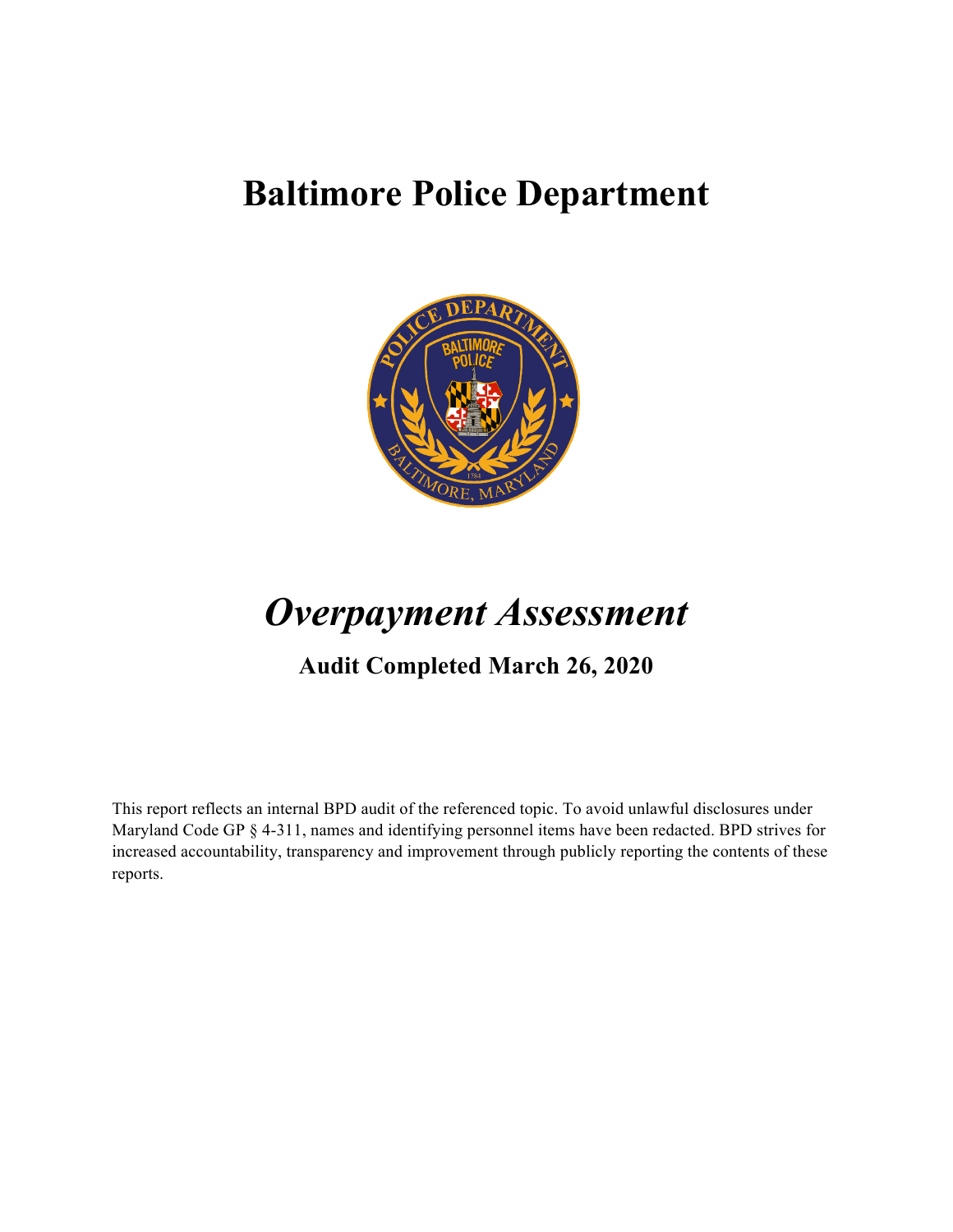# Baltimore Police Department

# *Overpayment Assessment*

## Audit Completed March 26, 2020

This report reflects an internal BPD audit of the referenced topic. To avoid unlawful disclosures under Maryland Code GP § 4-311, names and identifying personnel items have been redacted. BPD strives for increased accountability, transparency and improvement through publicly reporting the contents of these reports.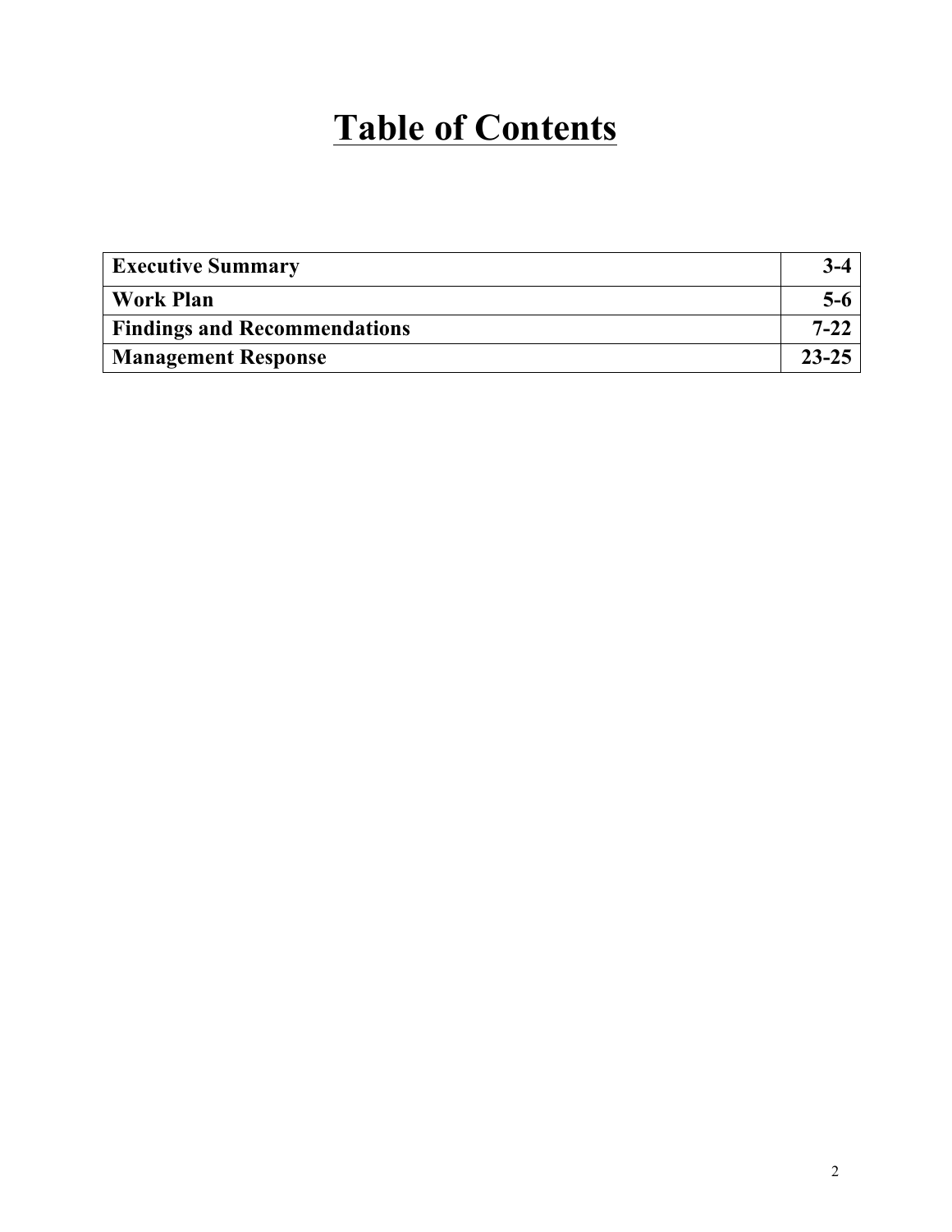# Table of Contents

| | |
|---|---|
| **Executive Summary** | **3-4** |
| **Work Plan** | **5-6** |
| **Findings and Recommendations** | **7-22** |
| **Management Response** | **23-25** |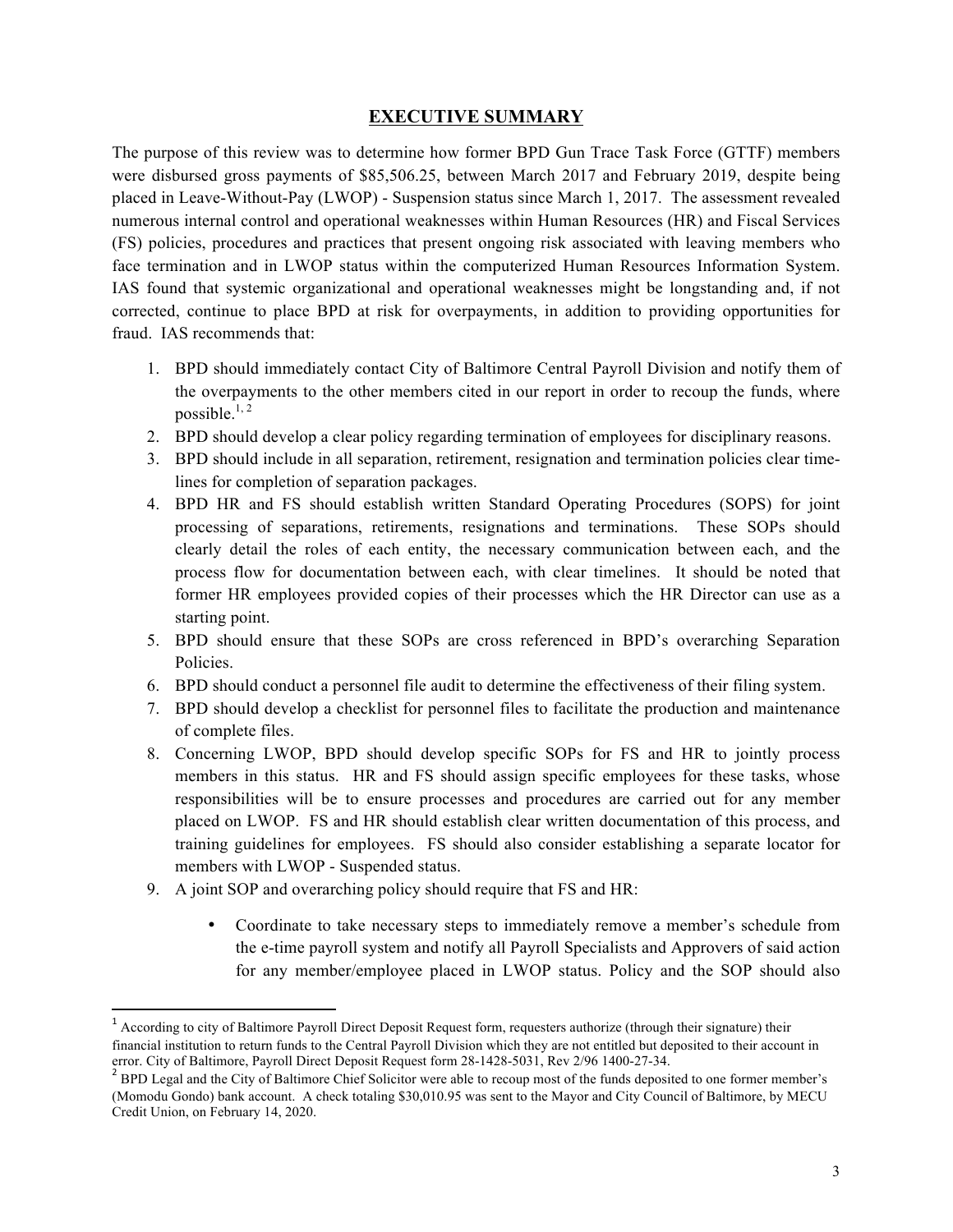## EXECUTIVE SUMMARY

The purpose of this review was to determine how former BPD Gun Trace Task Force (GTTF) members were disbursed gross payments of $85,506.25, between March 2017 and February 2019, despite being placed in Leave-Without-Pay (LWOP) - Suspension status since March 1, 2017. The assessment revealed numerous internal control and operational weaknesses within Human Resources (HR) and Fiscal Services (FS) policies, procedures and practices that present ongoing risk associated with leaving members who face termination and in LWOP status within the computerized Human Resources Information System. IAS found that systemic organizational and operational weaknesses might be longstanding and, if not corrected, continue to place BPD at risk for overpayments, in addition to providing opportunities for fraud. IAS recommends that:

1. BPD should immediately contact City of Baltimore Central Payroll Division and notify them of the overpayments to the other members cited in our report in order to recoup the funds, where possible.[1, 2]
2. BPD should develop a clear policy regarding termination of employees for disciplinary reasons.
3. BPD should include in all separation, retirement, resignation and termination policies clear time-lines for completion of separation packages.
4. BPD HR and FS should establish written Standard Operating Procedures (SOPS) for joint processing of separations, retirements, resignations and terminations. These SOPs should clearly detail the roles of each entity, the necessary communication between each, and the process flow for documentation between each, with clear timelines. It should be noted that former HR employees provided copies of their processes which the HR Director can use as a starting point.
5. BPD should ensure that these SOPs are cross referenced in BPD's overarching Separation Policies.
6. BPD should conduct a personnel file audit to determine the effectiveness of their filing system.
7. BPD should develop a checklist for personnel files to facilitate the production and maintenance of complete files.
8. Concerning LWOP, BPD should develop specific SOPs for FS and HR to jointly process members in this status. HR and FS should assign specific employees for these tasks, whose responsibilities will be to ensure processes and procedures are carried out for any member placed on LWOP. FS and HR should establish clear written documentation of this process, and training guidelines for employees. FS should also consider establishing a separate locator for members with LWOP - Suspended status.
9. A joint SOP and overarching policy should require that FS and HR:
   - Coordinate to take necessary steps to immediately remove a member's schedule from the e-time payroll system and notify all Payroll Specialists and Approvers of said action for any member/employee placed in LWOP status. Policy and the SOP should also

---

[1] According to city of Baltimore Payroll Direct Deposit Request form, requesters authorize (through their signature) their financial institution to return funds to the Central Payroll Division which they are not entitled but deposited to their account in error. City of Baltimore, Payroll Direct Deposit Request form 28-1428-5031, Rev 2/96 1400-27-34.

[2] BPD Legal and the City of Baltimore Chief Solicitor were able to recoup most of the funds deposited to one former member's (Momodu Gondo) bank account. A check totaling $30,010.95 was sent to the Mayor and City Council of Baltimore, by MECU Credit Union, on February 14, 2020.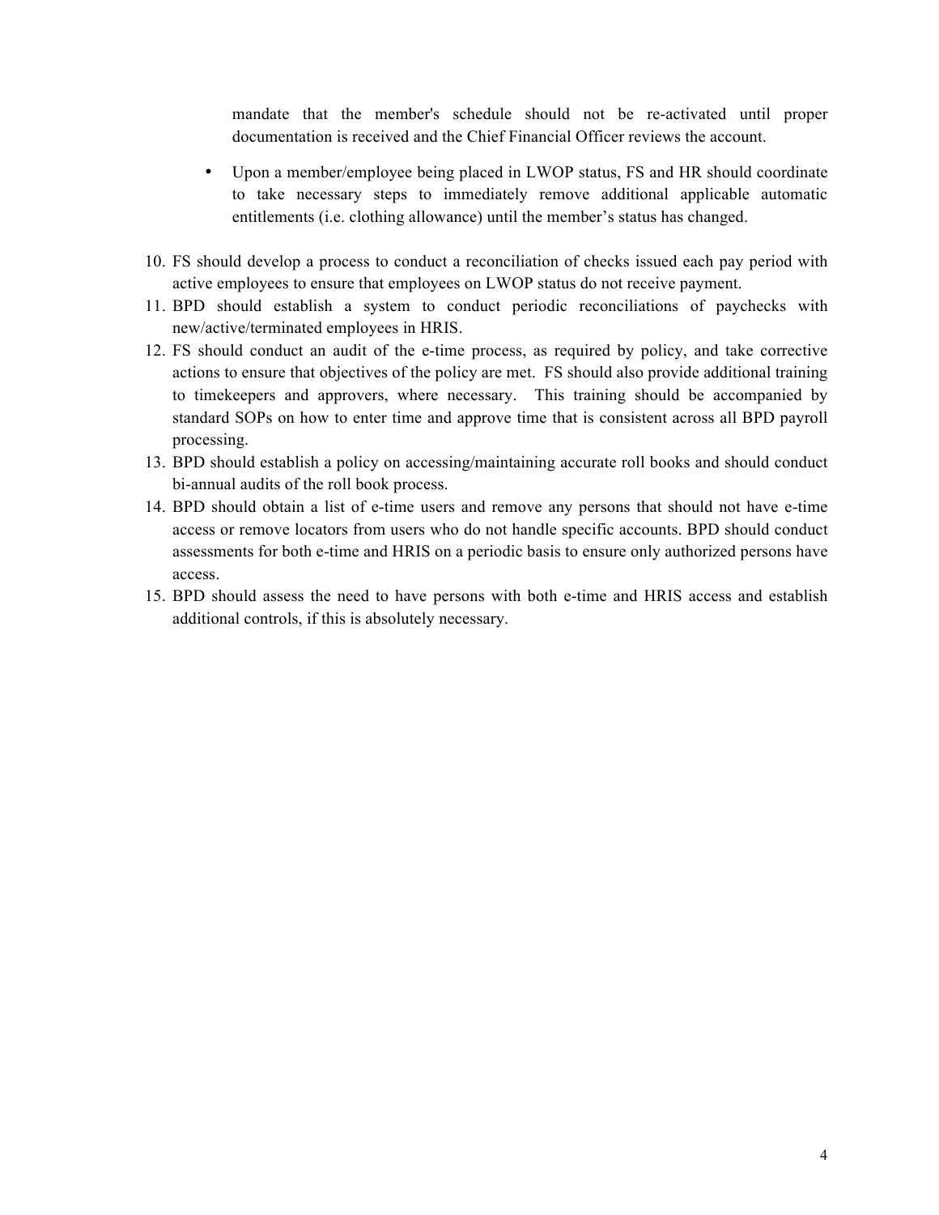mandate that the member's schedule should not be re-activated until proper documentation is received and the Chief Financial Officer reviews the account.

- Upon a member/employee being placed in LWOP status, FS and HR should coordinate to take necessary steps to immediately remove additional applicable automatic entitlements (i.e. clothing allowance) until the member's status has changed.

10. FS should develop a process to conduct a reconciliation of checks issued each pay period with active employees to ensure that employees on LWOP status do not receive payment.
11. BPD should establish a system to conduct periodic reconciliations of paychecks with new/active/terminated employees in HRIS.
12. FS should conduct an audit of the e-time process, as required by policy, and take corrective actions to ensure that objectives of the policy are met. FS should also provide additional training to timekeepers and approvers, where necessary. This training should be accompanied by standard SOPs on how to enter time and approve time that is consistent across all BPD payroll processing.
13. BPD should establish a policy on accessing/maintaining accurate roll books and should conduct bi-annual audits of the roll book process.
14. BPD should obtain a list of e-time users and remove any persons that should not have e-time access or remove locators from users who do not handle specific accounts. BPD should conduct assessments for both e-time and HRIS on a periodic basis to ensure only authorized persons have access.
15. BPD should assess the need to have persons with both e-time and HRIS access and establish additional controls, if this is absolutely necessary.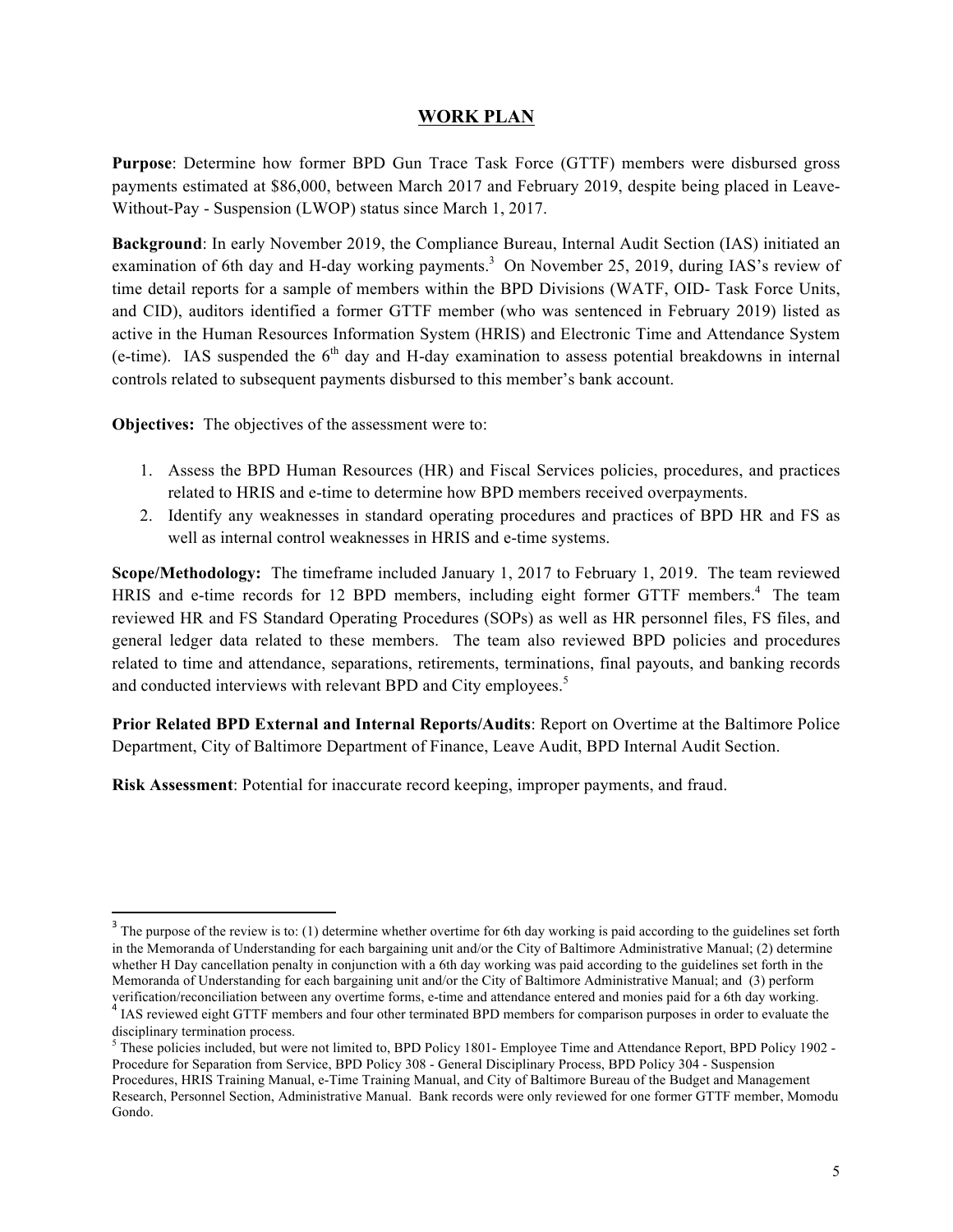## WORK PLAN

**Purpose**: Determine how former BPD Gun Trace Task Force (GTTF) members were disbursed gross payments estimated at $86,000, between March 2017 and February 2019, despite being placed in Leave-Without-Pay - Suspension (LWOP) status since March 1, 2017.

**Background**: In early November 2019, the Compliance Bureau, Internal Audit Section (IAS) initiated an examination of 6th day and H-day working payments.[3] On November 25, 2019, during IAS's review of time detail reports for a sample of members within the BPD Divisions (WATF, OID- Task Force Units, and CID), auditors identified a former GTTF member (who was sentenced in February 2019) listed as active in the Human Resources Information System (HRIS) and Electronic Time and Attendance System (e-time). IAS suspended the 6th day and H-day examination to assess potential breakdowns in internal controls related to subsequent payments disbursed to this member's bank account.

**Objectives:** The objectives of the assessment were to:

1. Assess the BPD Human Resources (HR) and Fiscal Services policies, procedures, and practices related to HRIS and e-time to determine how BPD members received overpayments.
2. Identify any weaknesses in standard operating procedures and practices of BPD HR and FS as well as internal control weaknesses in HRIS and e-time systems.

**Scope/Methodology:** The timeframe included January 1, 2017 to February 1, 2019. The team reviewed HRIS and e-time records for 12 BPD members, including eight former GTTF members.[4] The team reviewed HR and FS Standard Operating Procedures (SOPs) as well as HR personnel files, FS files, and general ledger data related to these members. The team also reviewed BPD policies and procedures related to time and attendance, separations, retirements, terminations, final payouts, and banking records and conducted interviews with relevant BPD and City employees.[5]

**Prior Related BPD External and Internal Reports/Audits**: Report on Overtime at the Baltimore Police Department, City of Baltimore Department of Finance, Leave Audit, BPD Internal Audit Section.

**Risk Assessment**: Potential for inaccurate record keeping, improper payments, and fraud.

---

[3] The purpose of the review is to: (1) determine whether overtime for 6th day working is paid according to the guidelines set forth in the Memoranda of Understanding for each bargaining unit and/or the City of Baltimore Administrative Manual; (2) determine whether H Day cancellation penalty in conjunction with a 6th day working was paid according to the guidelines set forth in the Memoranda of Understanding for each bargaining unit and/or the City of Baltimore Administrative Manual; and (3) perform verification/reconciliation between any overtime forms, e-time and attendance entered and monies paid for a 6th day working.

[4] IAS reviewed eight GTTF members and four other terminated BPD members for comparison purposes in order to evaluate the disciplinary termination process.

[5] These policies included, but were not limited to, BPD Policy 1801- Employee Time and Attendance Report, BPD Policy 1902 - Procedure for Separation from Service, BPD Policy 308 - General Disciplinary Process, BPD Policy 304 - Suspension Procedures, HRIS Training Manual, e-Time Training Manual, and City of Baltimore Bureau of the Budget and Management Research, Personnel Section, Administrative Manual. Bank records were only reviewed for one former GTTF member, Momodu Gondo.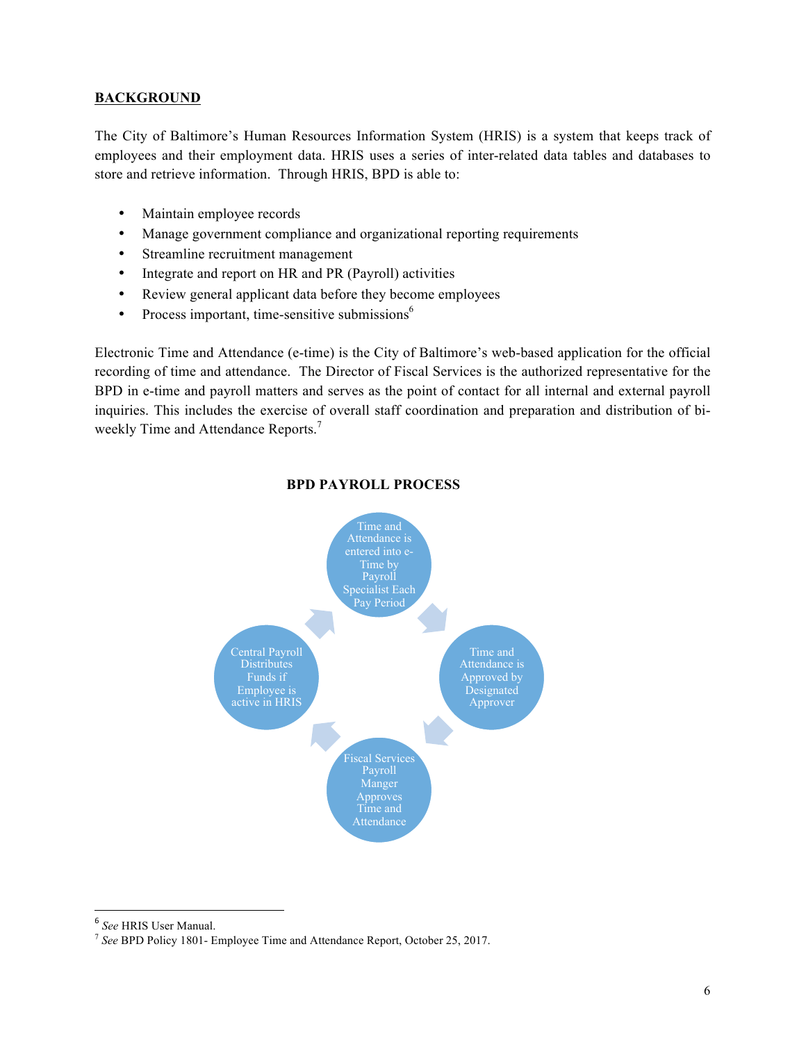## BACKGROUND

The City of Baltimore's Human Resources Information System (HRIS) is a system that keeps track of employees and their employment data. HRIS uses a series of inter-related data tables and databases to store and retrieve information. Through HRIS, BPD is able to:

- Maintain employee records
- Manage government compliance and organizational reporting requirements
- Streamline recruitment management
- Integrate and report on HR and PR (Payroll) activities
- Review general applicant data before they become employees
- Process important, time-sensitive submissions[6]

Electronic Time and Attendance (e-time) is the City of Baltimore's web-based application for the official recording of time and attendance. The Director of Fiscal Services is the authorized representative for the BPD in e-time and payroll matters and serves as the point of contact for all internal and external payroll inquiries. This includes the exercise of overall staff coordination and preparation and distribution of bi-weekly Time and Attendance Reports.[7]

**BPD PAYROLL PROCESS**

Time and Attendance is entered into e-Time by Payroll Specialist Each Pay Period

Time and Attendance is Approved by Designated Approver

Fiscal Services Payroll Manger Approves Time and Attendance

Central Payroll Distributes Funds if Employee is active in HRIS

---

[6] *See* HRIS User Manual.

[7] *See* BPD Policy 1801- Employee Time and Attendance Report, October 25, 2017.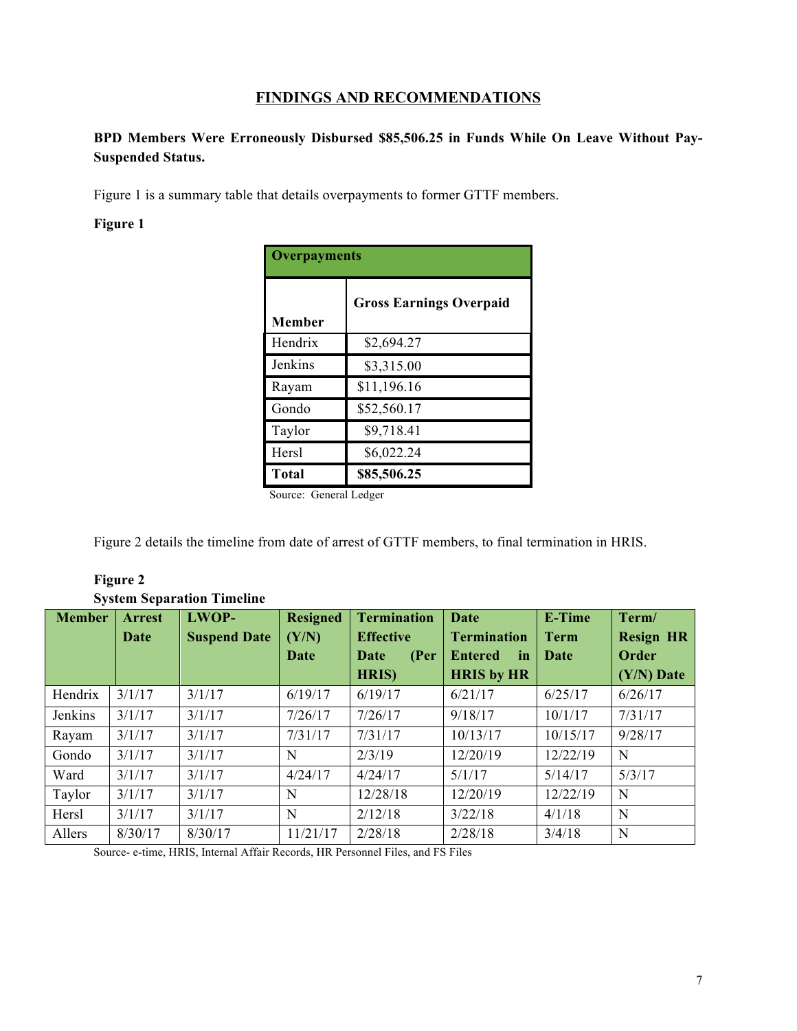## FINDINGS AND RECOMMENDATIONS

**BPD Members Were Erroneously Disbursed $85,506.25 in Funds While On Leave Without Pay-Suspended Status.**

Figure 1 is a summary table that details overpayments to former GTTF members.

**Figure 1**

| Overpayments | |
|---|---|
| **Member** | **Gross Earnings Overpaid** |
| Hendrix | $2,694.27 |
| Jenkins | $3,315.00 |
| Rayam | $11,196.16 |
| Gondo | $52,560.17 |
| Taylor | $9,718.41 |
| Hersl | $6,022.24 |
| **Total** | **$85,506.25** |

Source: General Ledger

Figure 2 details the timeline from date of arrest of GTTF members, to final termination in HRIS.

**Figure 2**
**System Separation Timeline**

| Member | Arrest Date | LWOP-Suspend Date | Resigned (Y/N) Date | Termination Effective Date (Per HRIS) | Date Termination Entered in HRIS by HR | E-Time Term Date | Term/ Resign HR Order (Y/N) Date |
|---|---|---|---|---|---|---|---|
| Hendrix | 3/1/17 | 3/1/17 | 6/19/17 | 6/19/17 | 6/21/17 | 6/25/17 | 6/26/17 |
| Jenkins | 3/1/17 | 3/1/17 | 7/26/17 | 7/26/17 | 9/18/17 | 10/1/17 | 7/31/17 |
| Rayam | 3/1/17 | 3/1/17 | 7/31/17 | 7/31/17 | 10/13/17 | 10/15/17 | 9/28/17 |
| Gondo | 3/1/17 | 3/1/17 | N | 2/3/19 | 12/20/19 | 12/22/19 | N |
| Ward | 3/1/17 | 3/1/17 | 4/24/17 | 4/24/17 | 5/1/17 | 5/14/17 | 5/3/17 |
| Taylor | 3/1/17 | 3/1/17 | N | 12/28/18 | 12/20/19 | 12/22/19 | N |
| Hersl | 3/1/17 | 3/1/17 | N | 2/12/18 | 3/22/18 | 4/1/18 | N |
| Allers | 8/30/17 | 8/30/17 | 11/21/17 | 2/28/18 | 2/28/18 | 3/4/18 | N |

Source- e-time, HRIS, Internal Affair Records, HR Personnel Files, and FS Files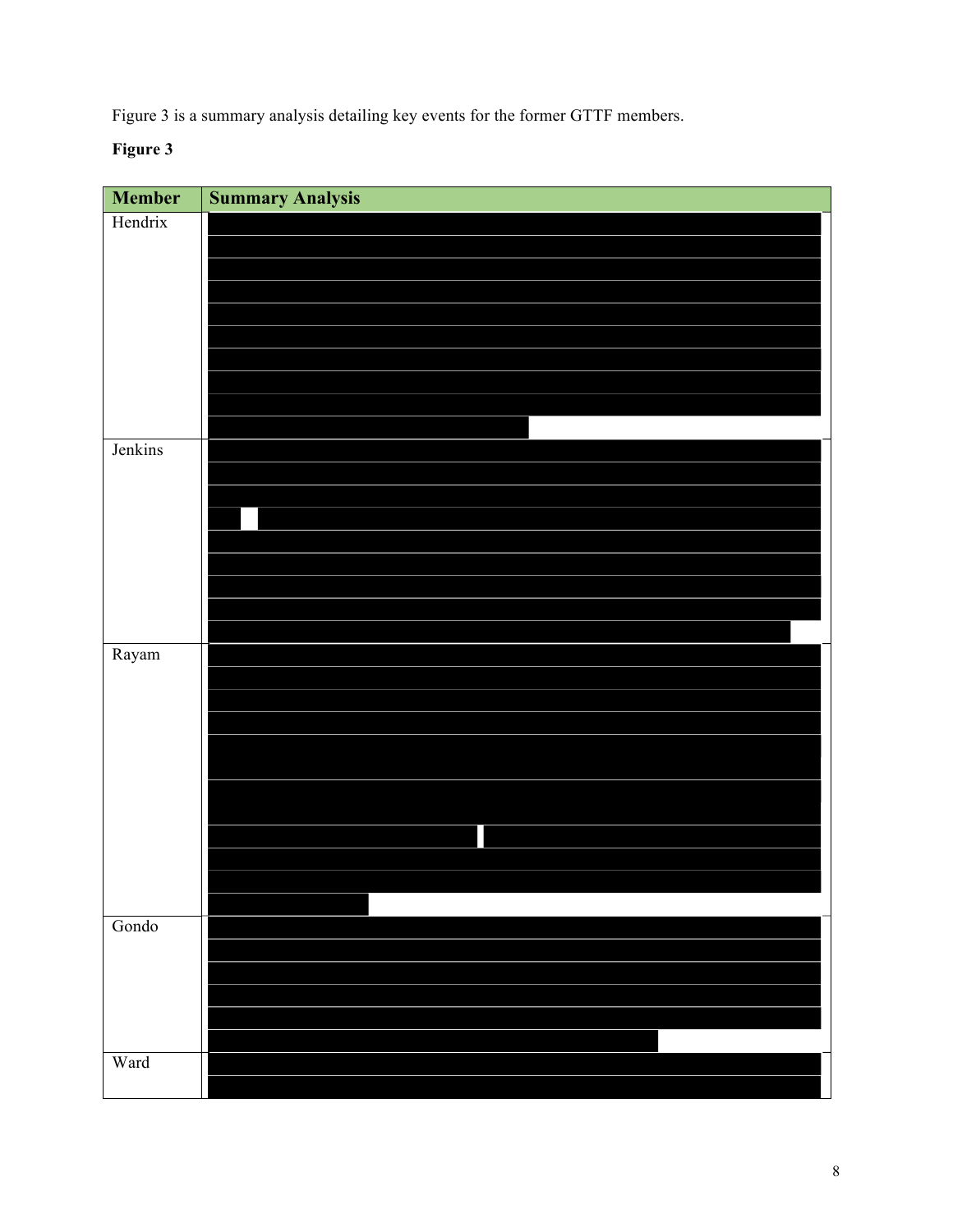Figure 3 is a summary analysis detailing key events for the former GTTF members.

**Figure 3**

| Member | Summary Analysis |
| --- | --- |
| Hendrix | |
| Jenkins | |
| Rayam | |
| Gondo | |
| Ward | |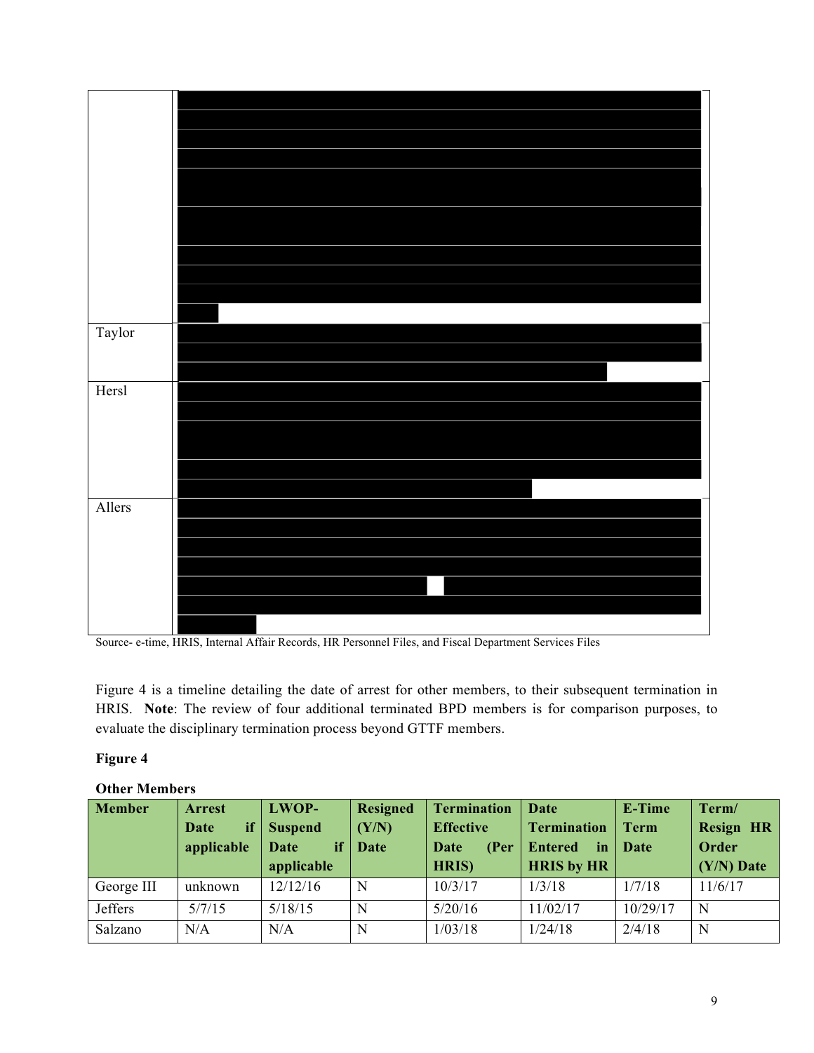| | |
|---|---|
| | |
| Taylor | |
| Hersl | |
| Allers | |

Source- e-time, HRIS, Internal Affair Records, HR Personnel Files, and Fiscal Department Services Files

Figure 4 is a timeline detailing the date of arrest for other members, to their subsequent termination in HRIS. **Note**: The review of four additional terminated BPD members is for comparison purposes, to evaluate the disciplinary termination process beyond GTTF members.

**Figure 4**

**Other Members**

| Member | Arrest Date if applicable | LWOP-Suspend Date if applicable | Resigned (Y/N) Date | Termination Effective Date (Per HRIS) | Date Termination Entered in HRIS by HR | E-Time Term Date | Term/ Resign HR Order (Y/N) Date |
|---|---|---|---|---|---|---|---|
| George III | unknown | 12/12/16 | N | 10/3/17 | 1/3/18 | 1/7/18 | 11/6/17 |
| Jeffers | 5/7/15 | 5/18/15 | N | 5/20/16 | 11/02/17 | 10/29/17 | N |
| Salzano | N/A | N/A | N | 1/03/18 | 1/24/18 | 2/4/18 | N |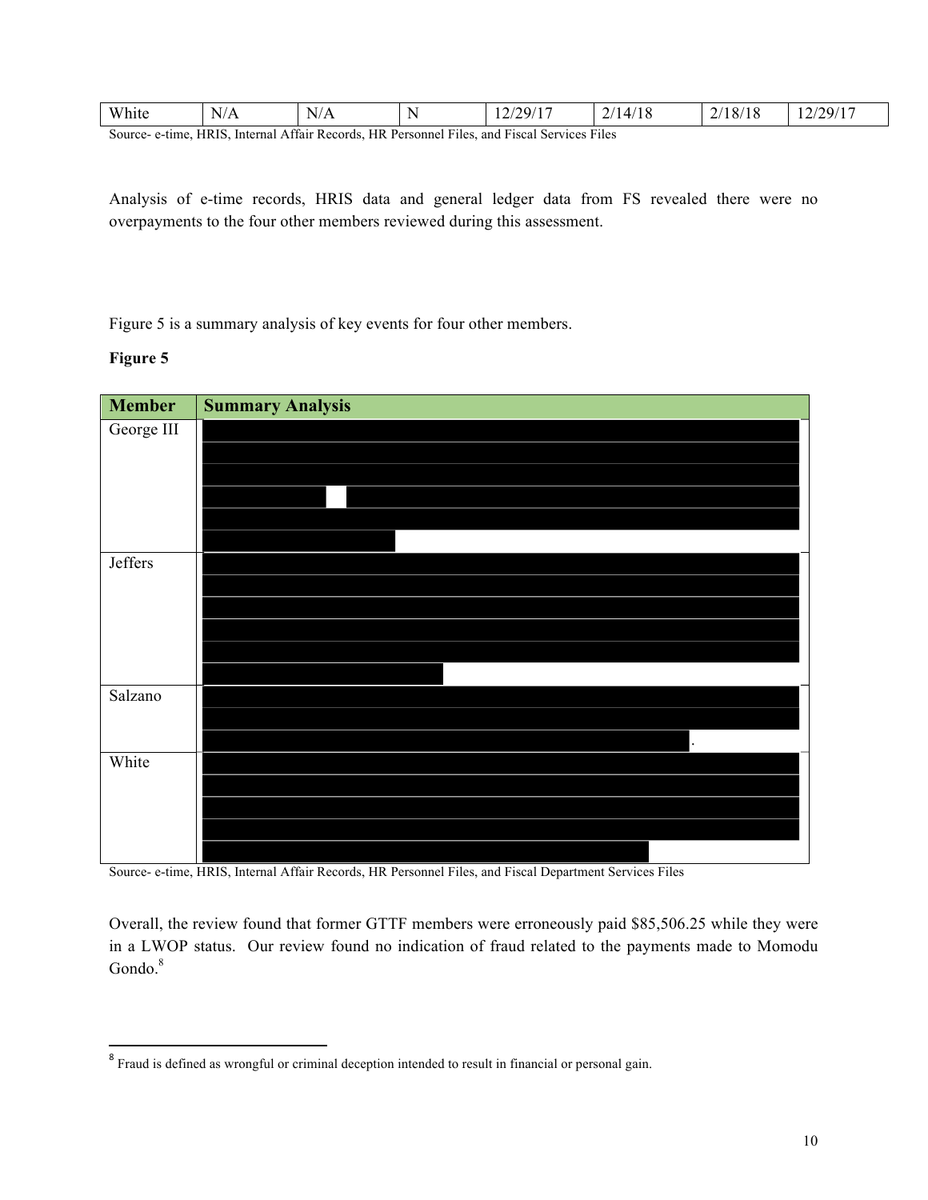| White | N/A | N/A | N | 12/29/17 | 2/14/18 | 2/18/18 | 12/29/17 |
|---|---|---|---|---|---|---|---|

Source- e-time, HRIS, Internal Affair Records, HR Personnel Files, and Fiscal Services Files

Analysis of e-time records, HRIS data and general ledger data from FS revealed there were no overpayments to the four other members reviewed during this assessment.

Figure 5 is a summary analysis of key events for four other members.

**Figure 5**

| Member | Summary Analysis |
|---|---|
| George III | |
| Jeffers | |
| Salzano | . |
| White | |

Source- e-time, HRIS, Internal Affair Records, HR Personnel Files, and Fiscal Department Services Files

Overall, the review found that former GTTF members were erroneously paid $85,506.25 while they were in a LWOP status. Our review found no indication of fraud related to the payments made to Momodu Gondo.[8]

[8] Fraud is defined as wrongful or criminal deception intended to result in financial or personal gain.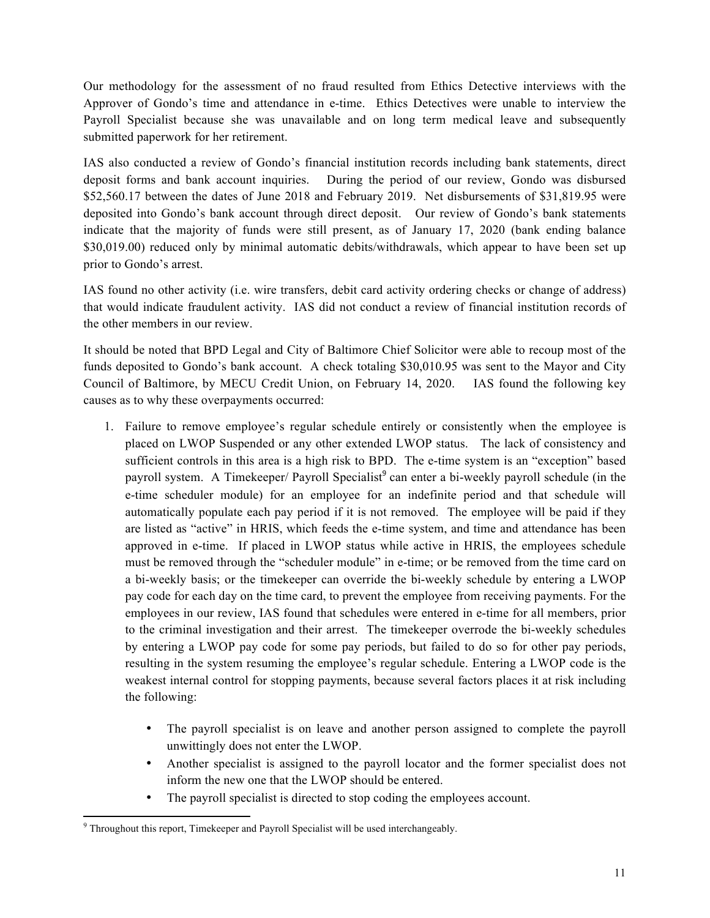Our methodology for the assessment of no fraud resulted from Ethics Detective interviews with the Approver of Gondo's time and attendance in e-time. Ethics Detectives were unable to interview the Payroll Specialist because she was unavailable and on long term medical leave and subsequently submitted paperwork for her retirement.

IAS also conducted a review of Gondo's financial institution records including bank statements, direct deposit forms and bank account inquiries. During the period of our review, Gondo was disbursed $52,560.17 between the dates of June 2018 and February 2019. Net disbursements of $31,819.95 were deposited into Gondo's bank account through direct deposit. Our review of Gondo's bank statements indicate that the majority of funds were still present, as of January 17, 2020 (bank ending balance $30,019.00) reduced only by minimal automatic debits/withdrawals, which appear to have been set up prior to Gondo's arrest.

IAS found no other activity (i.e. wire transfers, debit card activity ordering checks or change of address) that would indicate fraudulent activity. IAS did not conduct a review of financial institution records of the other members in our review.

It should be noted that BPD Legal and City of Baltimore Chief Solicitor were able to recoup most of the funds deposited to Gondo's bank account. A check totaling $30,010.95 was sent to the Mayor and City Council of Baltimore, by MECU Credit Union, on February 14, 2020. IAS found the following key causes as to why these overpayments occurred:

1. Failure to remove employee's regular schedule entirely or consistently when the employee is placed on LWOP Suspended or any other extended LWOP status. The lack of consistency and sufficient controls in this area is a high risk to BPD. The e-time system is an "exception" based payroll system. A Timekeeper/ Payroll Specialist[9] can enter a bi-weekly payroll schedule (in the e-time scheduler module) for an employee for an indefinite period and that schedule will automatically populate each pay period if it is not removed. The employee will be paid if they are listed as "active" in HRIS, which feeds the e-time system, and time and attendance has been approved in e-time. If placed in LWOP status while active in HRIS, the employees schedule must be removed through the "scheduler module" in e-time; or be removed from the time card on a bi-weekly basis; or the timekeeper can override the bi-weekly schedule by entering a LWOP pay code for each day on the time card, to prevent the employee from receiving payments. For the employees in our review, IAS found that schedules were entered in e-time for all members, prior to the criminal investigation and their arrest. The timekeeper overrode the bi-weekly schedules by entering a LWOP pay code for some pay periods, but failed to do so for other pay periods, resulting in the system resuming the employee's regular schedule. Entering a LWOP code is the weakest internal control for stopping payments, because several factors places it at risk including the following:

    - The payroll specialist is on leave and another person assigned to complete the payroll unwittingly does not enter the LWOP.
    - Another specialist is assigned to the payroll locator and the former specialist does not inform the new one that the LWOP should be entered.
    - The payroll specialist is directed to stop coding the employees account.

[9] Throughout this report, Timekeeper and Payroll Specialist will be used interchangeably.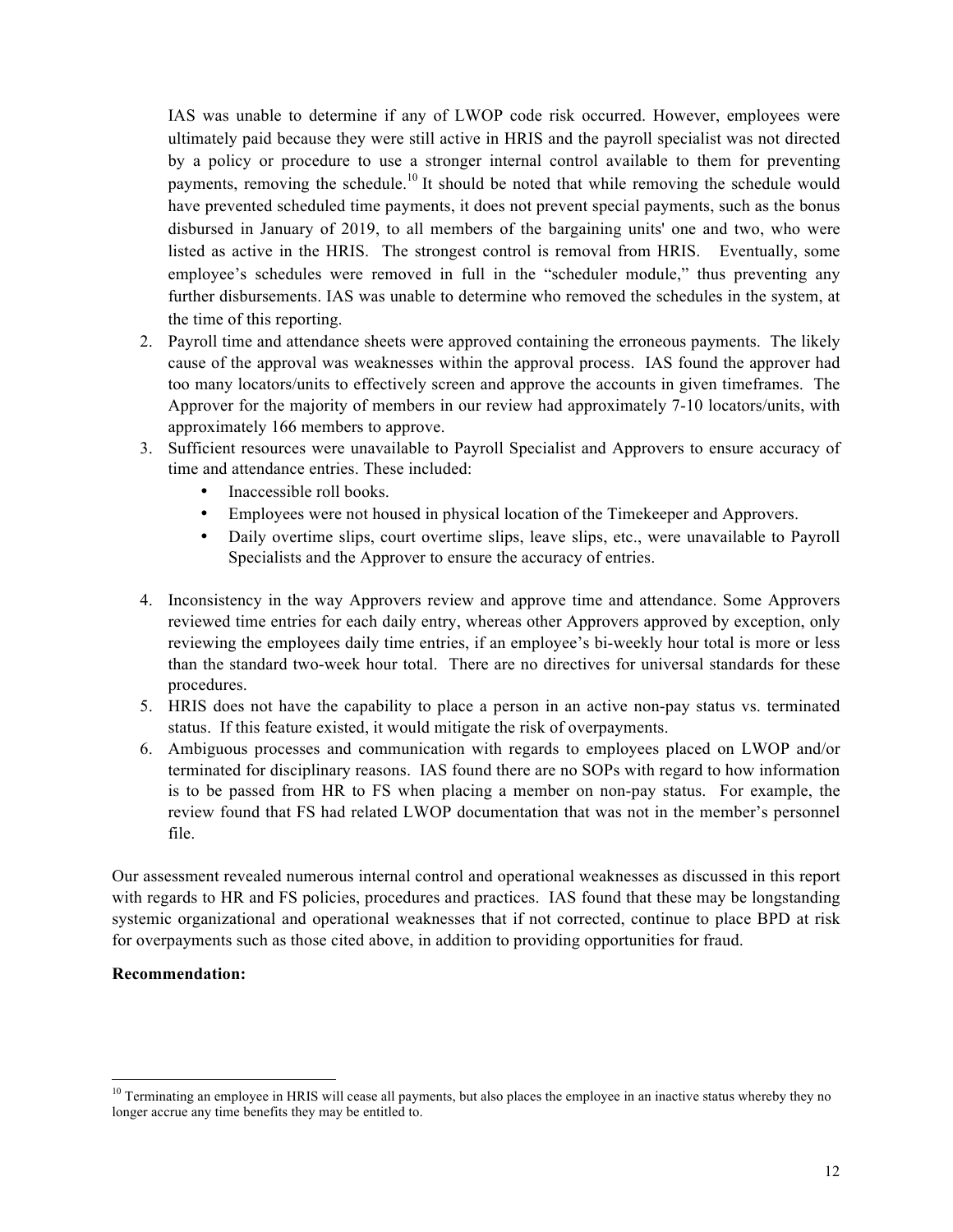IAS was unable to determine if any of LWOP code risk occurred. However, employees were ultimately paid because they were still active in HRIS and the payroll specialist was not directed by a policy or procedure to use a stronger internal control available to them for preventing payments, removing the schedule.[10] It should be noted that while removing the schedule would have prevented scheduled time payments, it does not prevent special payments, such as the bonus disbursed in January of 2019, to all members of the bargaining units' one and two, who were listed as active in the HRIS. The strongest control is removal from HRIS. Eventually, some employee's schedules were removed in full in the "scheduler module," thus preventing any further disbursements. IAS was unable to determine who removed the schedules in the system, at the time of this reporting.

2. Payroll time and attendance sheets were approved containing the erroneous payments. The likely cause of the approval was weaknesses within the approval process. IAS found the approver had too many locators/units to effectively screen and approve the accounts in given timeframes. The Approver for the majority of members in our review had approximately 7-10 locators/units, with approximately 166 members to approve.
3. Sufficient resources were unavailable to Payroll Specialist and Approvers to ensure accuracy of time and attendance entries. These included:
   - Inaccessible roll books.
   - Employees were not housed in physical location of the Timekeeper and Approvers.
   - Daily overtime slips, court overtime slips, leave slips, etc., were unavailable to Payroll Specialists and the Approver to ensure the accuracy of entries.
4. Inconsistency in the way Approvers review and approve time and attendance. Some Approvers reviewed time entries for each daily entry, whereas other Approvers approved by exception, only reviewing the employees daily time entries, if an employee's bi-weekly hour total is more or less than the standard two-week hour total. There are no directives for universal standards for these procedures.
5. HRIS does not have the capability to place a person in an active non-pay status vs. terminated status. If this feature existed, it would mitigate the risk of overpayments.
6. Ambiguous processes and communication with regards to employees placed on LWOP and/or terminated for disciplinary reasons. IAS found there are no SOPs with regard to how information is to be passed from HR to FS when placing a member on non-pay status. For example, the review found that FS had related LWOP documentation that was not in the member's personnel file.

Our assessment revealed numerous internal control and operational weaknesses as discussed in this report with regards to HR and FS policies, procedures and practices. IAS found that these may be longstanding systemic organizational and operational weaknesses that if not corrected, continue to place BPD at risk for overpayments such as those cited above, in addition to providing opportunities for fraud.

**Recommendation:**

[10] Terminating an employee in HRIS will cease all payments, but also places the employee in an inactive status whereby they no longer accrue any time benefits they may be entitled to.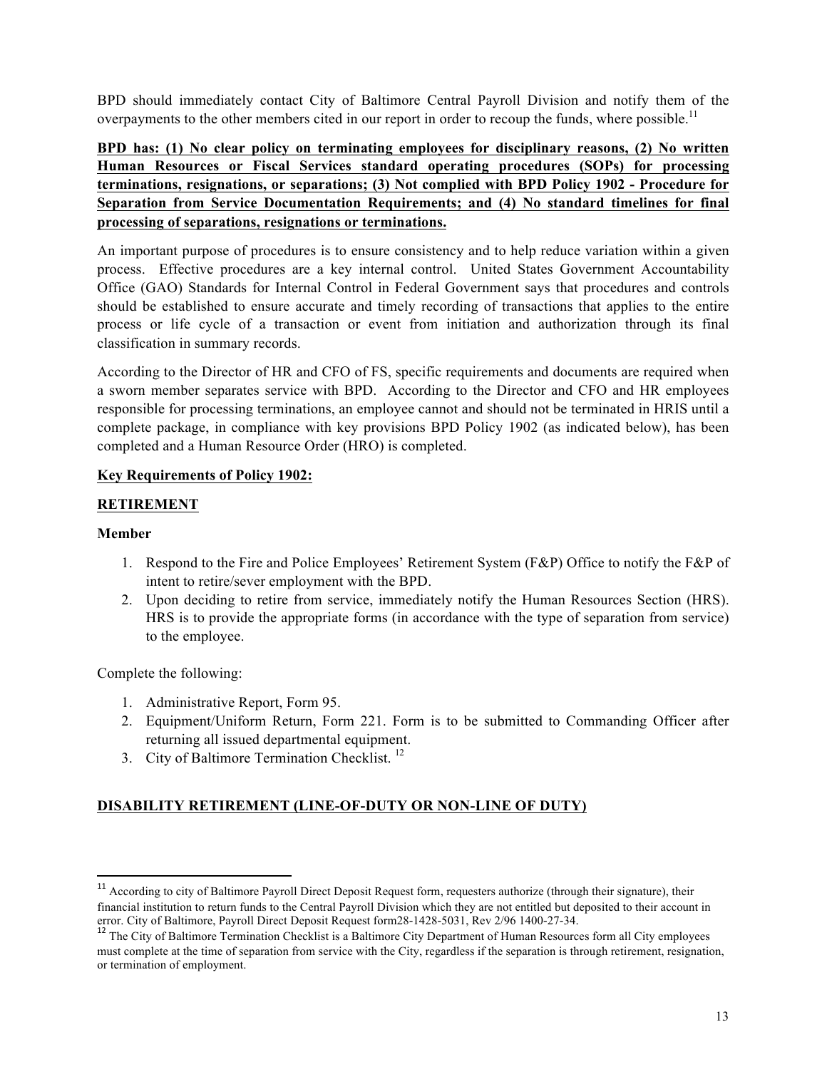BPD should immediately contact City of Baltimore Central Payroll Division and notify them of the overpayments to the other members cited in our report in order to recoup the funds, where possible.[11]

**BPD has: (1) No clear policy on terminating employees for disciplinary reasons, (2) No written Human Resources or Fiscal Services standard operating procedures (SOPs) for processing terminations, resignations, or separations; (3) Not complied with BPD Policy 1902 - Procedure for Separation from Service Documentation Requirements; and (4) No standard timelines for final processing of separations, resignations or terminations.**

An important purpose of procedures is to ensure consistency and to help reduce variation within a given process. Effective procedures are a key internal control. United States Government Accountability Office (GAO) Standards for Internal Control in Federal Government says that procedures and controls should be established to ensure accurate and timely recording of transactions that applies to the entire process or life cycle of a transaction or event from initiation and authorization through its final classification in summary records.

According to the Director of HR and CFO of FS, specific requirements and documents are required when a sworn member separates service with BPD. According to the Director and CFO and HR employees responsible for processing terminations, an employee cannot and should not be terminated in HRIS until a complete package, in compliance with key provisions BPD Policy 1902 (as indicated below), has been completed and a Human Resource Order (HRO) is completed.

**Key Requirements of Policy 1902:**

**RETIREMENT**

**Member**

1. Respond to the Fire and Police Employees' Retirement System (F&P) Office to notify the F&P of intent to retire/sever employment with the BPD.
2. Upon deciding to retire from service, immediately notify the Human Resources Section (HRS). HRS is to provide the appropriate forms (in accordance with the type of separation from service) to the employee.

Complete the following:

1. Administrative Report, Form 95.
2. Equipment/Uniform Return, Form 221. Form is to be submitted to Commanding Officer after returning all issued departmental equipment.
3. City of Baltimore Termination Checklist. [12]

**DISABILITY RETIREMENT (LINE-OF-DUTY OR NON-LINE OF DUTY)**

---

[11] According to city of Baltimore Payroll Direct Deposit Request form, requesters authorize (through their signature), their financial institution to return funds to the Central Payroll Division which they are not entitled but deposited to their account in error. City of Baltimore, Payroll Direct Deposit Request form28-1428-5031, Rev 2/96 1400-27-34.

[12] The City of Baltimore Termination Checklist is a Baltimore City Department of Human Resources form all City employees must complete at the time of separation from service with the City, regardless if the separation is through retirement, resignation, or termination of employment.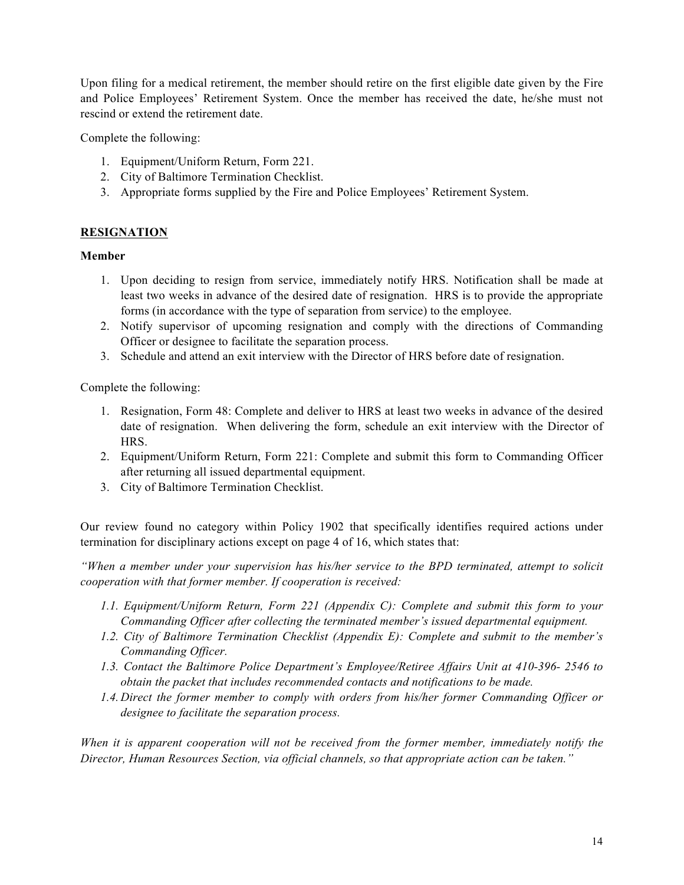Upon filing for a medical retirement, the member should retire on the first eligible date given by the Fire and Police Employees' Retirement System. Once the member has received the date, he/she must not rescind or extend the retirement date.

Complete the following:

1. Equipment/Uniform Return, Form 221.
2. City of Baltimore Termination Checklist.
3. Appropriate forms supplied by the Fire and Police Employees' Retirement System.

## RESIGNATION

**Member**

1. Upon deciding to resign from service, immediately notify HRS. Notification shall be made at least two weeks in advance of the desired date of resignation. HRS is to provide the appropriate forms (in accordance with the type of separation from service) to the employee.
2. Notify supervisor of upcoming resignation and comply with the directions of Commanding Officer or designee to facilitate the separation process.
3. Schedule and attend an exit interview with the Director of HRS before date of resignation.

Complete the following:

1. Resignation, Form 48: Complete and deliver to HRS at least two weeks in advance of the desired date of resignation. When delivering the form, schedule an exit interview with the Director of HRS.
2. Equipment/Uniform Return, Form 221: Complete and submit this form to Commanding Officer after returning all issued departmental equipment.
3. City of Baltimore Termination Checklist.

Our review found no category within Policy 1902 that specifically identifies required actions under termination for disciplinary actions except on page 4 of 16, which states that:

*"When a member under your supervision has his/her service to the BPD terminated, attempt to solicit cooperation with that former member. If cooperation is received:*

- *1.1. Equipment/Uniform Return, Form 221 (Appendix C): Complete and submit this form to your Commanding Officer after collecting the terminated member's issued departmental equipment.*
- *1.2. City of Baltimore Termination Checklist (Appendix E): Complete and submit to the member's Commanding Officer.*
- *1.3. Contact the Baltimore Police Department's Employee/Retiree Affairs Unit at 410-396- 2546 to obtain the packet that includes recommended contacts and notifications to be made.*
- *1.4. Direct the former member to comply with orders from his/her former Commanding Officer or designee to facilitate the separation process.*

*When it is apparent cooperation will not be received from the former member, immediately notify the Director, Human Resources Section, via official channels, so that appropriate action can be taken."*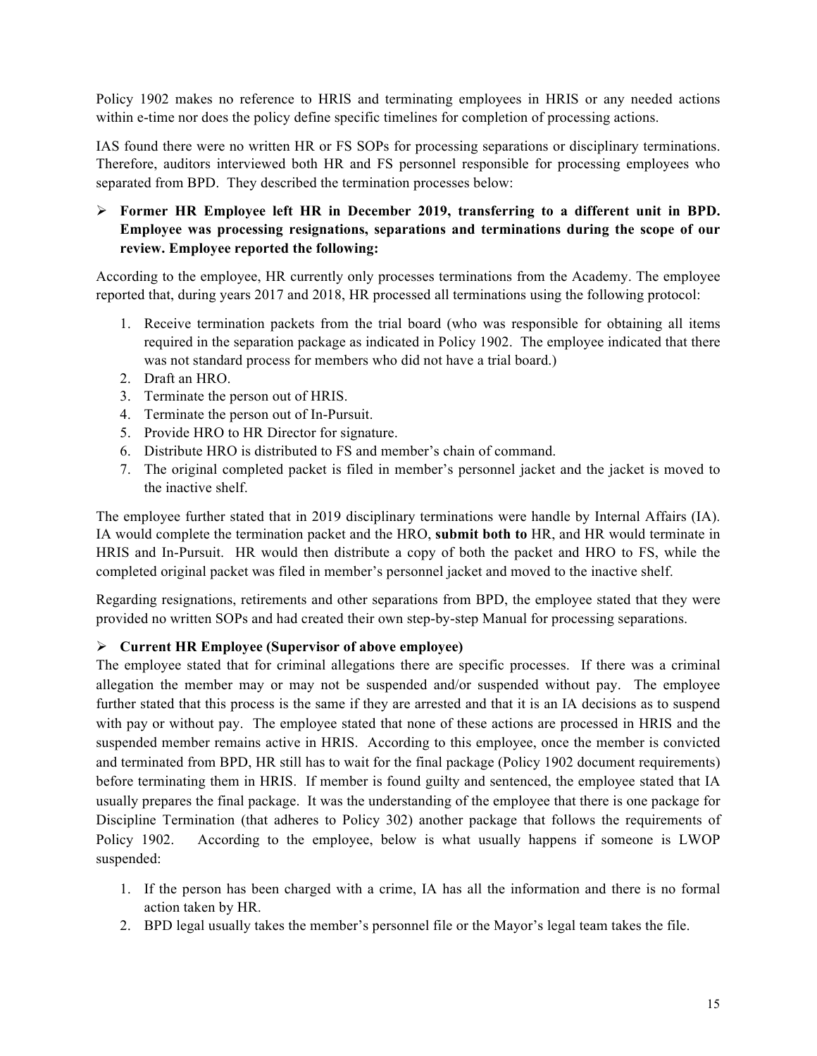Policy 1902 makes no reference to HRIS and terminating employees in HRIS or any needed actions within e-time nor does the policy define specific timelines for completion of processing actions.

IAS found there were no written HR or FS SOPs for processing separations or disciplinary terminations. Therefore, auditors interviewed both HR and FS personnel responsible for processing employees who separated from BPD. They described the termination processes below:

- **Former HR Employee left HR in December 2019, transferring to a different unit in BPD. Employee was processing resignations, separations and terminations during the scope of our review. Employee reported the following:**

According to the employee, HR currently only processes terminations from the Academy. The employee reported that, during years 2017 and 2018, HR processed all terminations using the following protocol:

1. Receive termination packets from the trial board (who was responsible for obtaining all items required in the separation package as indicated in Policy 1902. The employee indicated that there was not standard process for members who did not have a trial board.)
2. Draft an HRO.
3. Terminate the person out of HRIS.
4. Terminate the person out of In-Pursuit.
5. Provide HRO to HR Director for signature.
6. Distribute HRO is distributed to FS and member's chain of command.
7. The original completed packet is filed in member's personnel jacket and the jacket is moved to the inactive shelf.

The employee further stated that in 2019 disciplinary terminations were handle by Internal Affairs (IA). IA would complete the termination packet and the HRO, **submit both to** HR, and HR would terminate in HRIS and In-Pursuit. HR would then distribute a copy of both the packet and HRO to FS, while the completed original packet was filed in member's personnel jacket and moved to the inactive shelf.

Regarding resignations, retirements and other separations from BPD, the employee stated that they were provided no written SOPs and had created their own step-by-step Manual for processing separations.

- **Current HR Employee (Supervisor of above employee)**

The employee stated that for criminal allegations there are specific processes. If there was a criminal allegation the member may or may not be suspended and/or suspended without pay. The employee further stated that this process is the same if they are arrested and that it is an IA decisions as to suspend with pay or without pay. The employee stated that none of these actions are processed in HRIS and the suspended member remains active in HRIS. According to this employee, once the member is convicted and terminated from BPD, HR still has to wait for the final package (Policy 1902 document requirements) before terminating them in HRIS. If member is found guilty and sentenced, the employee stated that IA usually prepares the final package. It was the understanding of the employee that there is one package for Discipline Termination (that adheres to Policy 302) another package that follows the requirements of Policy 1902. According to the employee, below is what usually happens if someone is LWOP suspended:

1. If the person has been charged with a crime, IA has all the information and there is no formal action taken by HR.
2. BPD legal usually takes the member's personnel file or the Mayor's legal team takes the file.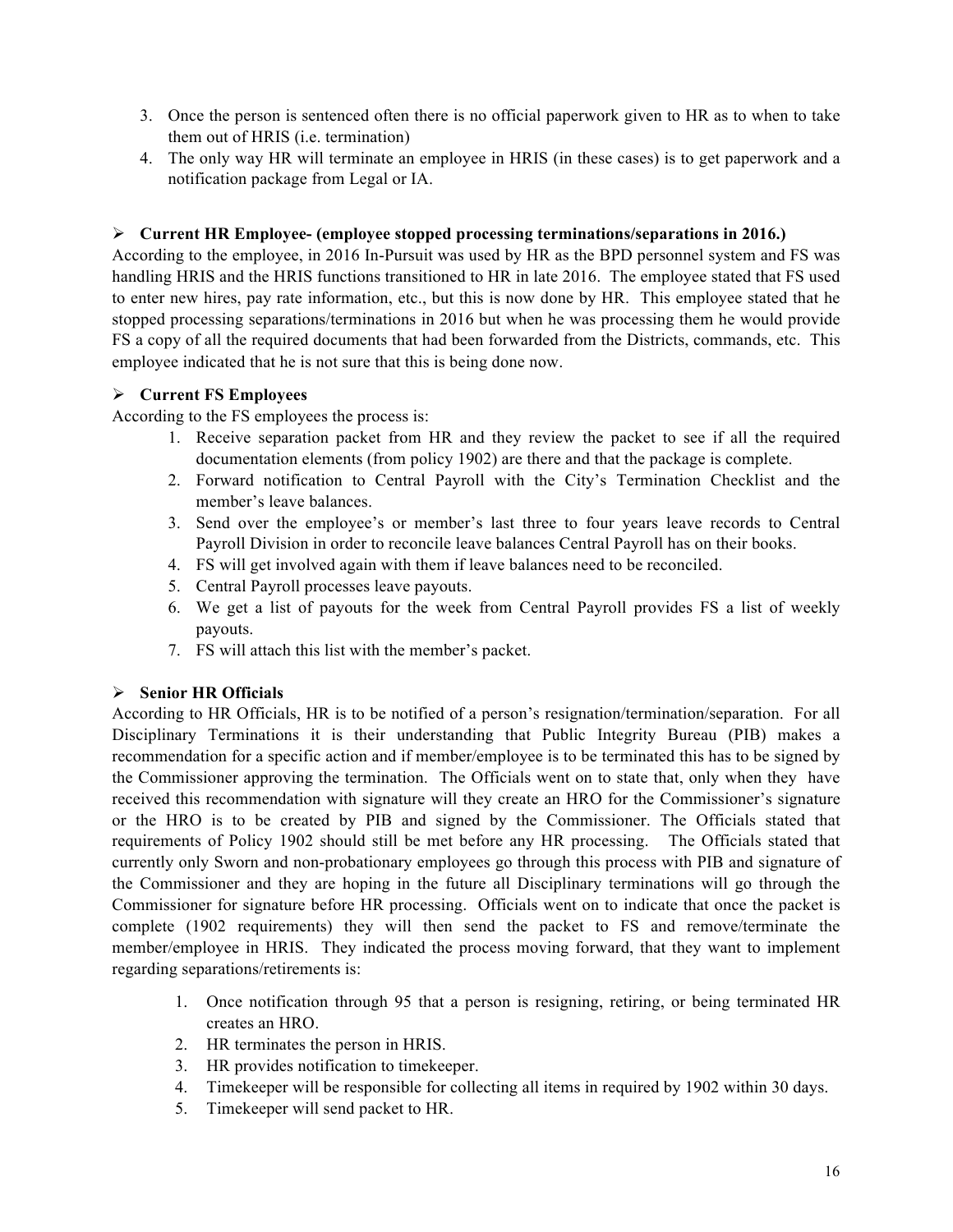3. Once the person is sentenced often there is no official paperwork given to HR as to when to take them out of HRIS (i.e. termination)
4. The only way HR will terminate an employee in HRIS (in these cases) is to get paperwork and a notification package from Legal or IA.

➢ **Current HR Employee- (employee stopped processing terminations/separations in 2016.)**

According to the employee, in 2016 In-Pursuit was used by HR as the BPD personnel system and FS was handling HRIS and the HRIS functions transitioned to HR in late 2016. The employee stated that FS used to enter new hires, pay rate information, etc., but this is now done by HR. This employee stated that he stopped processing separations/terminations in 2016 but when he was processing them he would provide FS a copy of all the required documents that had been forwarded from the Districts, commands, etc. This employee indicated that he is not sure that this is being done now.

➢ **Current FS Employees**

According to the FS employees the process is:

1. Receive separation packet from HR and they review the packet to see if all the required documentation elements (from policy 1902) are there and that the package is complete.
2. Forward notification to Central Payroll with the City's Termination Checklist and the member's leave balances.
3. Send over the employee's or member's last three to four years leave records to Central Payroll Division in order to reconcile leave balances Central Payroll has on their books.
4. FS will get involved again with them if leave balances need to be reconciled.
5. Central Payroll processes leave payouts.
6. We get a list of payouts for the week from Central Payroll provides FS a list of weekly payouts.
7. FS will attach this list with the member's packet.

➢ **Senior HR Officials**

According to HR Officials, HR is to be notified of a person's resignation/termination/separation. For all Disciplinary Terminations it is their understanding that Public Integrity Bureau (PIB) makes a recommendation for a specific action and if member/employee is to be terminated this has to be signed by the Commissioner approving the termination. The Officials went on to state that, only when they have received this recommendation with signature will they create an HRO for the Commissioner's signature or the HRO is to be created by PIB and signed by the Commissioner. The Officials stated that requirements of Policy 1902 should still be met before any HR processing. The Officials stated that currently only Sworn and non-probationary employees go through this process with PIB and signature of the Commissioner and they are hoping in the future all Disciplinary terminations will go through the Commissioner for signature before HR processing. Officials went on to indicate that once the packet is complete (1902 requirements) they will then send the packet to FS and remove/terminate the member/employee in HRIS. They indicated the process moving forward, that they want to implement regarding separations/retirements is:

1. Once notification through 95 that a person is resigning, retiring, or being terminated HR creates an HRO.
2. HR terminates the person in HRIS.
3. HR provides notification to timekeeper.
4. Timekeeper will be responsible for collecting all items in required by 1902 within 30 days.
5. Timekeeper will send packet to HR.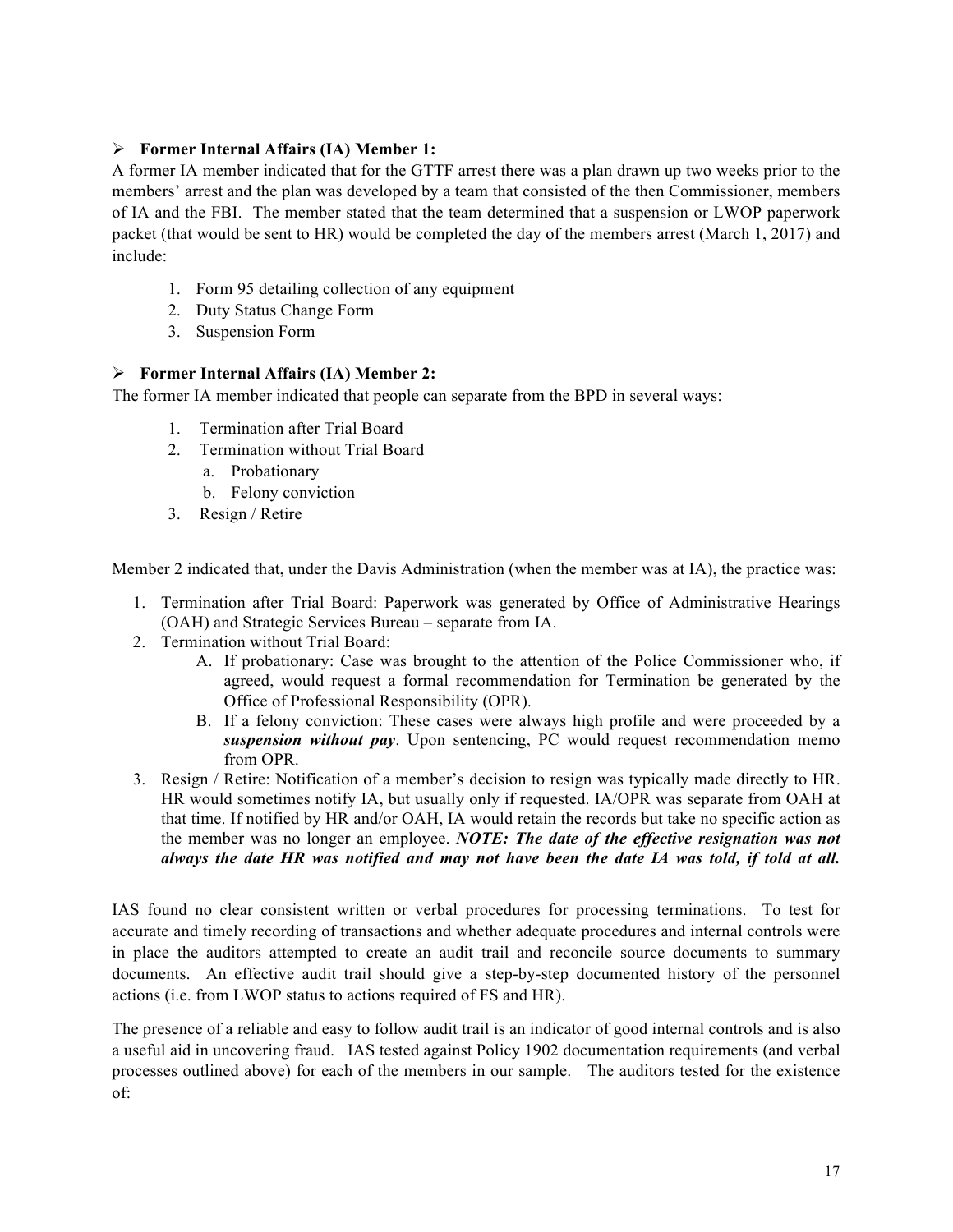- **Former Internal Affairs (IA) Member 1:**

A former IA member indicated that for the GTTF arrest there was a plan drawn up two weeks prior to the members' arrest and the plan was developed by a team that consisted of the then Commissioner, members of IA and the FBI. The member stated that the team determined that a suspension or LWOP paperwork packet (that would be sent to HR) would be completed the day of the members arrest (March 1, 2017) and include:

1. Form 95 detailing collection of any equipment
2. Duty Status Change Form
3. Suspension Form

- **Former Internal Affairs (IA) Member 2:**

The former IA member indicated that people can separate from the BPD in several ways:

1. Termination after Trial Board
2. Termination without Trial Board
   a. Probationary
   b. Felony conviction
3. Resign / Retire

Member 2 indicated that, under the Davis Administration (when the member was at IA), the practice was:

1. Termination after Trial Board: Paperwork was generated by Office of Administrative Hearings (OAH) and Strategic Services Bureau – separate from IA.
2. Termination without Trial Board:
   A. If probationary: Case was brought to the attention of the Police Commissioner who, if agreed, would request a formal recommendation for Termination be generated by the Office of Professional Responsibility (OPR).
   B. If a felony conviction: These cases were always high profile and were proceeded by a ***suspension without pay***. Upon sentencing, PC would request recommendation memo from OPR.
3. Resign / Retire: Notification of a member's decision to resign was typically made directly to HR. HR would sometimes notify IA, but usually only if requested. IA/OPR was separate from OAH at that time. If notified by HR and/or OAH, IA would retain the records but take no specific action as the member was no longer an employee. ***NOTE: The date of the effective resignation was not always the date HR was notified and may not have been the date IA was told, if told at all.***

IAS found no clear consistent written or verbal procedures for processing terminations. To test for accurate and timely recording of transactions and whether adequate procedures and internal controls were in place the auditors attempted to create an audit trail and reconcile source documents to summary documents. An effective audit trail should give a step-by-step documented history of the personnel actions (i.e. from LWOP status to actions required of FS and HR).

The presence of a reliable and easy to follow audit trail is an indicator of good internal controls and is also a useful aid in uncovering fraud. IAS tested against Policy 1902 documentation requirements (and verbal processes outlined above) for each of the members in our sample. The auditors tested for the existence of: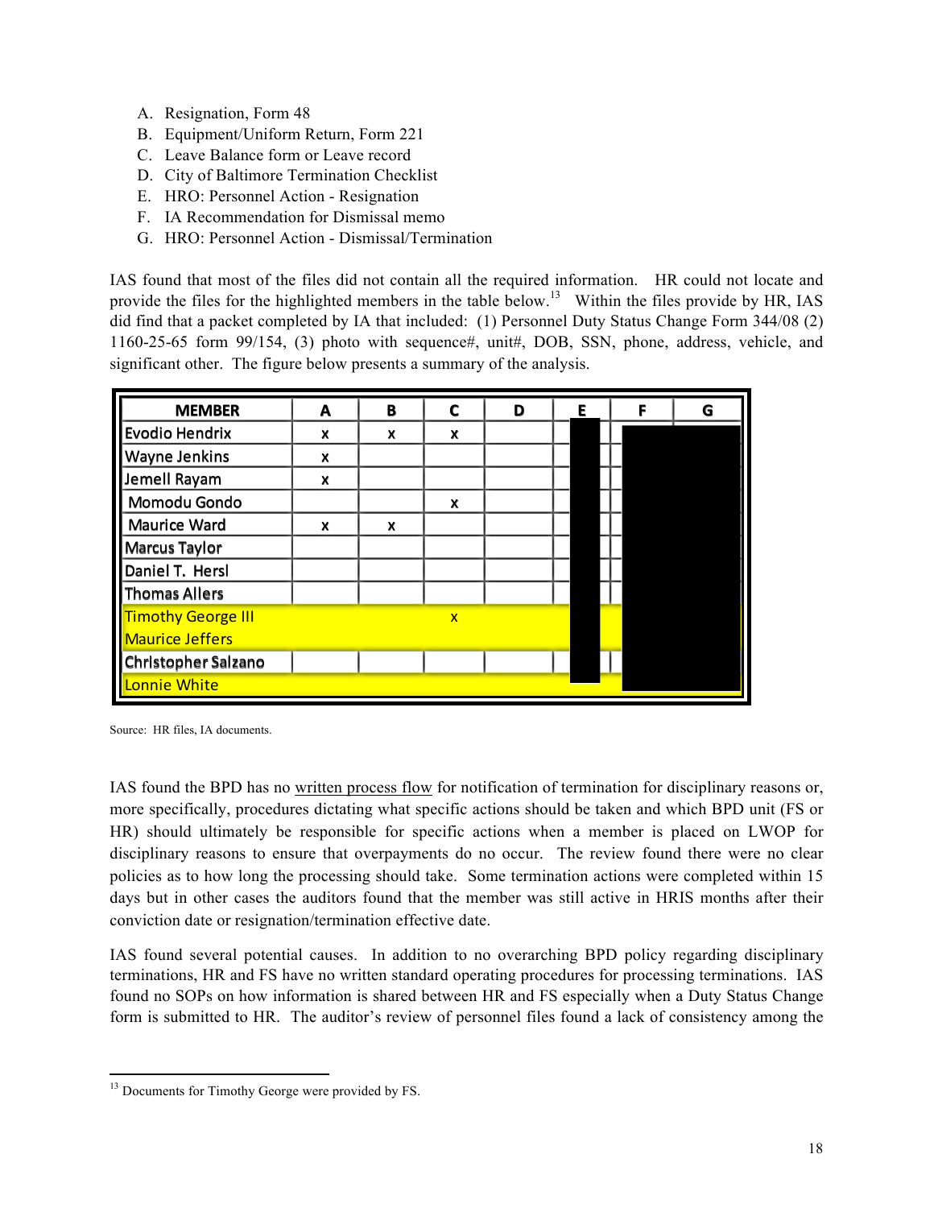A. Resignation, Form 48
B. Equipment/Uniform Return, Form 221
C. Leave Balance form or Leave record
D. City of Baltimore Termination Checklist
E. HRO: Personnel Action - Resignation
F. IA Recommendation for Dismissal memo
G. HRO: Personnel Action - Dismissal/Termination

IAS found that most of the files did not contain all the required information. HR could not locate and provide the files for the highlighted members in the table below.[13] Within the files provide by HR, IAS did find that a packet completed by IA that included: (1) Personnel Duty Status Change Form 344/08 (2) 1160-25-65 form 99/154, (3) photo with sequence#, unit#, DOB, SSN, phone, address, vehicle, and significant other. The figure below presents a summary of the analysis.

| MEMBER | A | B | C | D | E | F | G |
|---|---|---|---|---|---|---|---|
| Evodio Hendrix | x | x | x | | | | |
| Wayne Jenkins | x | | | | | | |
| Jemell Rayam | x | | | | | | |
| Momodu Gondo | | | x | | | | |
| Maurice Ward | x | x | | | | | |
| Marcus Taylor | | | | | | | |
| Daniel T. Hersl | | | | | | | |
| Thomas Allers | | | | | | | |
| Timothy George III | | | x | | | | |
| Maurice Jeffers | | | | | | | |
| Christopher Salzano | | | | | | | |
| Lonnie White | | | | | | | |

Source: HR files, IA documents.

IAS found the BPD has no written process flow for notification of termination for disciplinary reasons or, more specifically, procedures dictating what specific actions should be taken and which BPD unit (FS or HR) should ultimately be responsible for specific actions when a member is placed on LWOP for disciplinary reasons to ensure that overpayments do no occur. The review found there were no clear policies as to how long the processing should take. Some termination actions were completed within 15 days but in other cases the auditors found that the member was still active in HRIS months after their conviction date or resignation/termination effective date.

IAS found several potential causes. In addition to no overarching BPD policy regarding disciplinary terminations, HR and FS have no written standard operating procedures for processing terminations. IAS found no SOPs on how information is shared between HR and FS especially when a Duty Status Change form is submitted to HR. The auditor's review of personnel files found a lack of consistency among the

[13] Documents for Timothy George were provided by FS.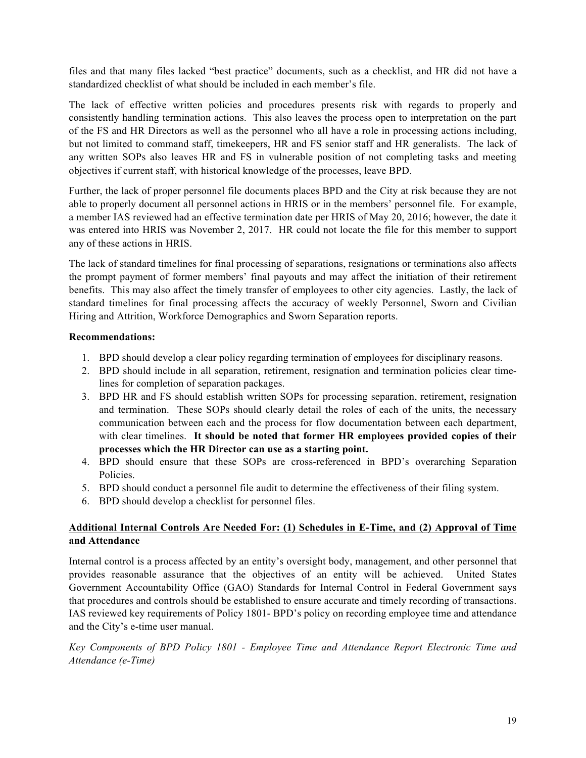files and that many files lacked "best practice" documents, such as a checklist, and HR did not have a standardized checklist of what should be included in each member's file.

The lack of effective written policies and procedures presents risk with regards to properly and consistently handling termination actions. This also leaves the process open to interpretation on the part of the FS and HR Directors as well as the personnel who all have a role in processing actions including, but not limited to command staff, timekeepers, HR and FS senior staff and HR generalists. The lack of any written SOPs also leaves HR and FS in vulnerable position of not completing tasks and meeting objectives if current staff, with historical knowledge of the processes, leave BPD.

Further, the lack of proper personnel file documents places BPD and the City at risk because they are not able to properly document all personnel actions in HRIS or in the members' personnel file. For example, a member IAS reviewed had an effective termination date per HRIS of May 20, 2016; however, the date it was entered into HRIS was November 2, 2017. HR could not locate the file for this member to support any of these actions in HRIS.

The lack of standard timelines for final processing of separations, resignations or terminations also affects the prompt payment of former members' final payouts and may affect the initiation of their retirement benefits. This may also affect the timely transfer of employees to other city agencies. Lastly, the lack of standard timelines for final processing affects the accuracy of weekly Personnel, Sworn and Civilian Hiring and Attrition, Workforce Demographics and Sworn Separation reports.

**Recommendations:**

1. BPD should develop a clear policy regarding termination of employees for disciplinary reasons.
2. BPD should include in all separation, retirement, resignation and termination policies clear time-lines for completion of separation packages.
3. BPD HR and FS should establish written SOPs for processing separation, retirement, resignation and termination. These SOPs should clearly detail the roles of each of the units, the necessary communication between each and the process for flow documentation between each department, with clear timelines. **It should be noted that former HR employees provided copies of their processes which the HR Director can use as a starting point.**
4. BPD should ensure that these SOPs are cross-referenced in BPD's overarching Separation Policies.
5. BPD should conduct a personnel file audit to determine the effectiveness of their filing system.
6. BPD should develop a checklist for personnel files.

**<u>Additional Internal Controls Are Needed For: (1) Schedules in E-Time, and (2) Approval of Time and Attendance</u>**

Internal control is a process affected by an entity's oversight body, management, and other personnel that provides reasonable assurance that the objectives of an entity will be achieved. United States Government Accountability Office (GAO) Standards for Internal Control in Federal Government says that procedures and controls should be established to ensure accurate and timely recording of transactions. IAS reviewed key requirements of Policy 1801- BPD's policy on recording employee time and attendance and the City's e-time user manual.

*Key Components of BPD Policy 1801 - Employee Time and Attendance Report Electronic Time and Attendance (e-Time)*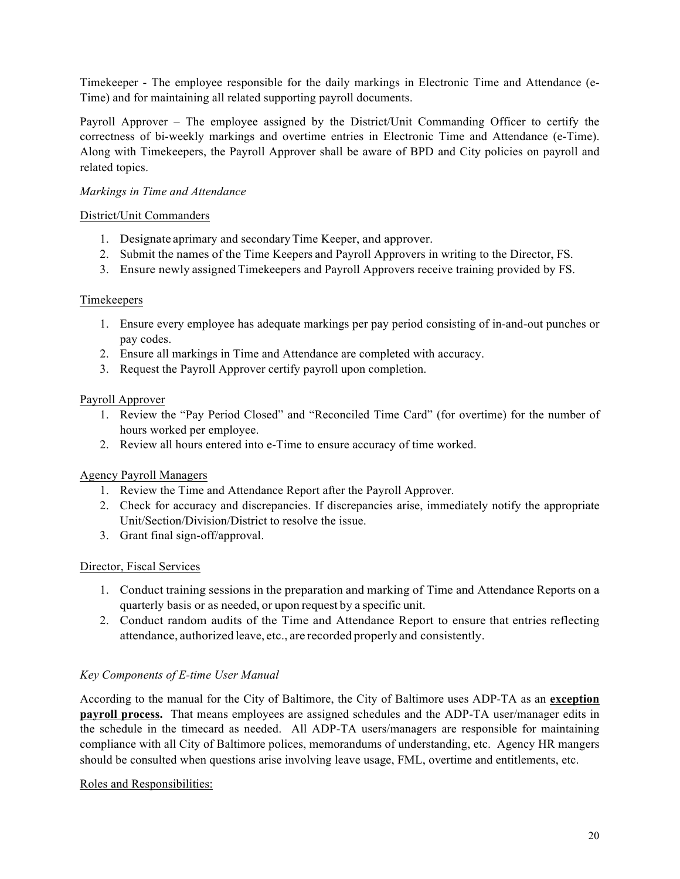Timekeeper - The employee responsible for the daily markings in Electronic Time and Attendance (e-Time) and for maintaining all related supporting payroll documents.

Payroll Approver – The employee assigned by the District/Unit Commanding Officer to certify the correctness of bi-weekly markings and overtime entries in Electronic Time and Attendance (e-Time). Along with Timekeepers, the Payroll Approver shall be aware of BPD and City policies on payroll and related topics.

*Markings in Time and Attendance*

<u>District/Unit Commanders</u>

1. Designate aprimary and secondary Time Keeper, and approver.
2. Submit the names of the Time Keepers and Payroll Approvers in writing to the Director, FS.
3. Ensure newly assigned Timekeepers and Payroll Approvers receive training provided by FS.

<u>Timekeepers</u>

1. Ensure every employee has adequate markings per pay period consisting of in-and-out punches or pay codes.
2. Ensure all markings in Time and Attendance are completed with accuracy.
3. Request the Payroll Approver certify payroll upon completion.

<u>Payroll Approver</u>

1. Review the "Pay Period Closed" and "Reconciled Time Card" (for overtime) for the number of hours worked per employee.
2. Review all hours entered into e-Time to ensure accuracy of time worked.

<u>Agency Payroll Managers</u>

1. Review the Time and Attendance Report after the Payroll Approver.
2. Check for accuracy and discrepancies. If discrepancies arise, immediately notify the appropriate Unit/Section/Division/District to resolve the issue.
3. Grant final sign-off/approval.

<u>Director, Fiscal Services</u>

1. Conduct training sessions in the preparation and marking of Time and Attendance Reports on a quarterly basis or as needed, or upon request by a specific unit.
2. Conduct random audits of the Time and Attendance Report to ensure that entries reflecting attendance, authorized leave, etc., are recorded properly and consistently.

*Key Components of E-time User Manual*

According to the manual for the City of Baltimore, the City of Baltimore uses ADP-TA as an **<u>exception payroll process</u>.** That means employees are assigned schedules and the ADP-TA user/manager edits in the schedule in the timecard as needed. All ADP-TA users/managers are responsible for maintaining compliance with all City of Baltimore polices, memorandums of understanding, etc. Agency HR mangers should be consulted when questions arise involving leave usage, FML, overtime and entitlements, etc.

<u>Roles and Responsibilities:</u>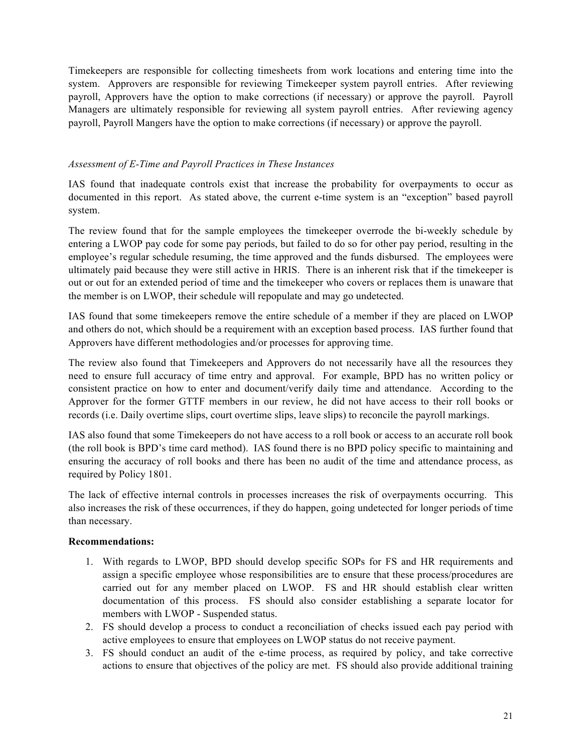Timekeepers are responsible for collecting timesheets from work locations and entering time into the system. Approvers are responsible for reviewing Timekeeper system payroll entries. After reviewing payroll, Approvers have the option to make corrections (if necessary) or approve the payroll. Payroll Managers are ultimately responsible for reviewing all system payroll entries. After reviewing agency payroll, Payroll Mangers have the option to make corrections (if necessary) or approve the payroll.

*Assessment of E-Time and Payroll Practices in These Instances*

IAS found that inadequate controls exist that increase the probability for overpayments to occur as documented in this report. As stated above, the current e-time system is an "exception" based payroll system.

The review found that for the sample employees the timekeeper overrode the bi-weekly schedule by entering a LWOP pay code for some pay periods, but failed to do so for other pay period, resulting in the employee's regular schedule resuming, the time approved and the funds disbursed. The employees were ultimately paid because they were still active in HRIS. There is an inherent risk that if the timekeeper is out or out for an extended period of time and the timekeeper who covers or replaces them is unaware that the member is on LWOP, their schedule will repopulate and may go undetected.

IAS found that some timekeepers remove the entire schedule of a member if they are placed on LWOP and others do not, which should be a requirement with an exception based process. IAS further found that Approvers have different methodologies and/or processes for approving time.

The review also found that Timekeepers and Approvers do not necessarily have all the resources they need to ensure full accuracy of time entry and approval. For example, BPD has no written policy or consistent practice on how to enter and document/verify daily time and attendance. According to the Approver for the former GTTF members in our review, he did not have access to their roll books or records (i.e. Daily overtime slips, court overtime slips, leave slips) to reconcile the payroll markings.

IAS also found that some Timekeepers do not have access to a roll book or access to an accurate roll book (the roll book is BPD's time card method). IAS found there is no BPD policy specific to maintaining and ensuring the accuracy of roll books and there has been no audit of the time and attendance process, as required by Policy 1801.

The lack of effective internal controls in processes increases the risk of overpayments occurring. This also increases the risk of these occurrences, if they do happen, going undetected for longer periods of time than necessary.

**Recommendations:**

1. With regards to LWOP, BPD should develop specific SOPs for FS and HR requirements and assign a specific employee whose responsibilities are to ensure that these process/procedures are carried out for any member placed on LWOP. FS and HR should establish clear written documentation of this process. FS should also consider establishing a separate locator for members with LWOP - Suspended status.
2. FS should develop a process to conduct a reconciliation of checks issued each pay period with active employees to ensure that employees on LWOP status do not receive payment.
3. FS should conduct an audit of the e-time process, as required by policy, and take corrective actions to ensure that objectives of the policy are met. FS should also provide additional training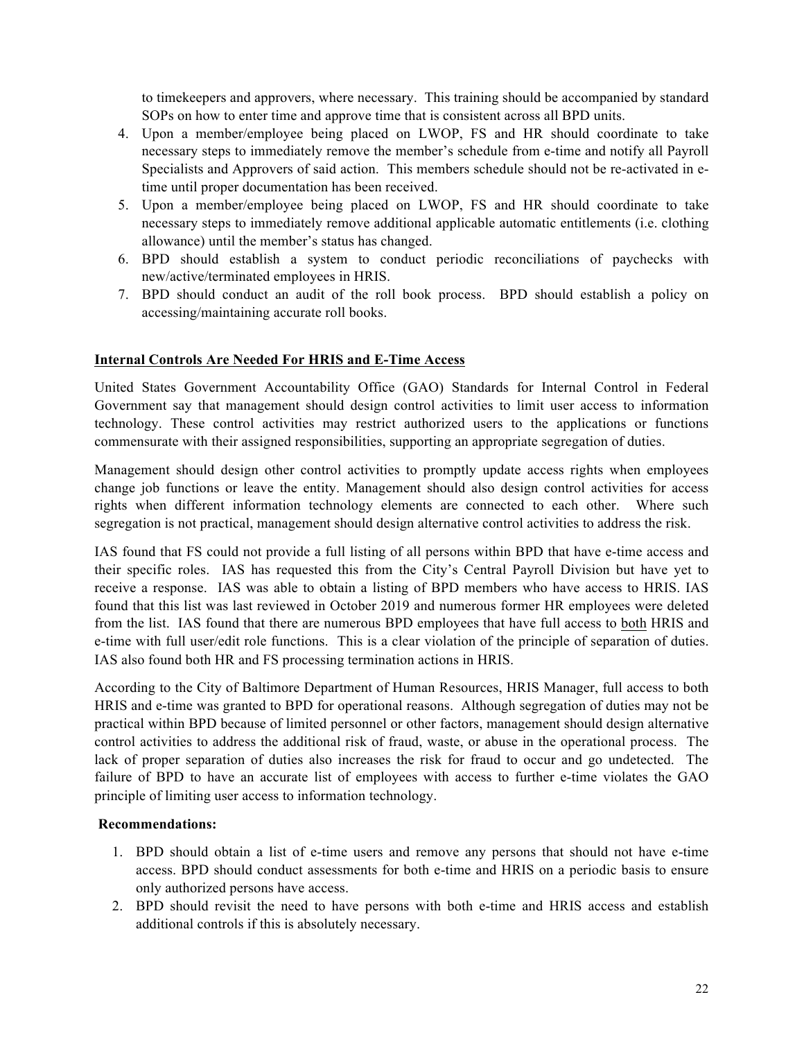to timekeepers and approvers, where necessary. This training should be accompanied by standard SOPs on how to enter time and approve time that is consistent across all BPD units.

4. Upon a member/employee being placed on LWOP, FS and HR should coordinate to take necessary steps to immediately remove the member's schedule from e-time and notify all Payroll Specialists and Approvers of said action. This members schedule should not be re-activated in e-time until proper documentation has been received.
5. Upon a member/employee being placed on LWOP, FS and HR should coordinate to take necessary steps to immediately remove additional applicable automatic entitlements (i.e. clothing allowance) until the member's status has changed.
6. BPD should establish a system to conduct periodic reconciliations of paychecks with new/active/terminated employees in HRIS.
7. BPD should conduct an audit of the roll book process. BPD should establish a policy on accessing/maintaining accurate roll books.

## <u>Internal Controls Are Needed For HRIS and E-Time Access</u>

United States Government Accountability Office (GAO) Standards for Internal Control in Federal Government say that management should design control activities to limit user access to information technology. These control activities may restrict authorized users to the applications or functions commensurate with their assigned responsibilities, supporting an appropriate segregation of duties.

Management should design other control activities to promptly update access rights when employees change job functions or leave the entity. Management should also design control activities for access rights when different information technology elements are connected to each other. Where such segregation is not practical, management should design alternative control activities to address the risk.

IAS found that FS could not provide a full listing of all persons within BPD that have e-time access and their specific roles. IAS has requested this from the City's Central Payroll Division but have yet to receive a response. IAS was able to obtain a listing of BPD members who have access to HRIS. IAS found that this list was last reviewed in October 2019 and numerous former HR employees were deleted from the list. IAS found that there are numerous BPD employees that have full access to <u>both</u> HRIS and e-time with full user/edit role functions. This is a clear violation of the principle of separation of duties. IAS also found both HR and FS processing termination actions in HRIS.

According to the City of Baltimore Department of Human Resources, HRIS Manager, full access to both HRIS and e-time was granted to BPD for operational reasons. Although segregation of duties may not be practical within BPD because of limited personnel or other factors, management should design alternative control activities to address the additional risk of fraud, waste, or abuse in the operational process. The lack of proper separation of duties also increases the risk for fraud to occur and go undetected. The failure of BPD to have an accurate list of employees with access to further e-time violates the GAO principle of limiting user access to information technology.

**Recommendations:**

1. BPD should obtain a list of e-time users and remove any persons that should not have e-time access. BPD should conduct assessments for both e-time and HRIS on a periodic basis to ensure only authorized persons have access.
2. BPD should revisit the need to have persons with both e-time and HRIS access and establish additional controls if this is absolutely necessary.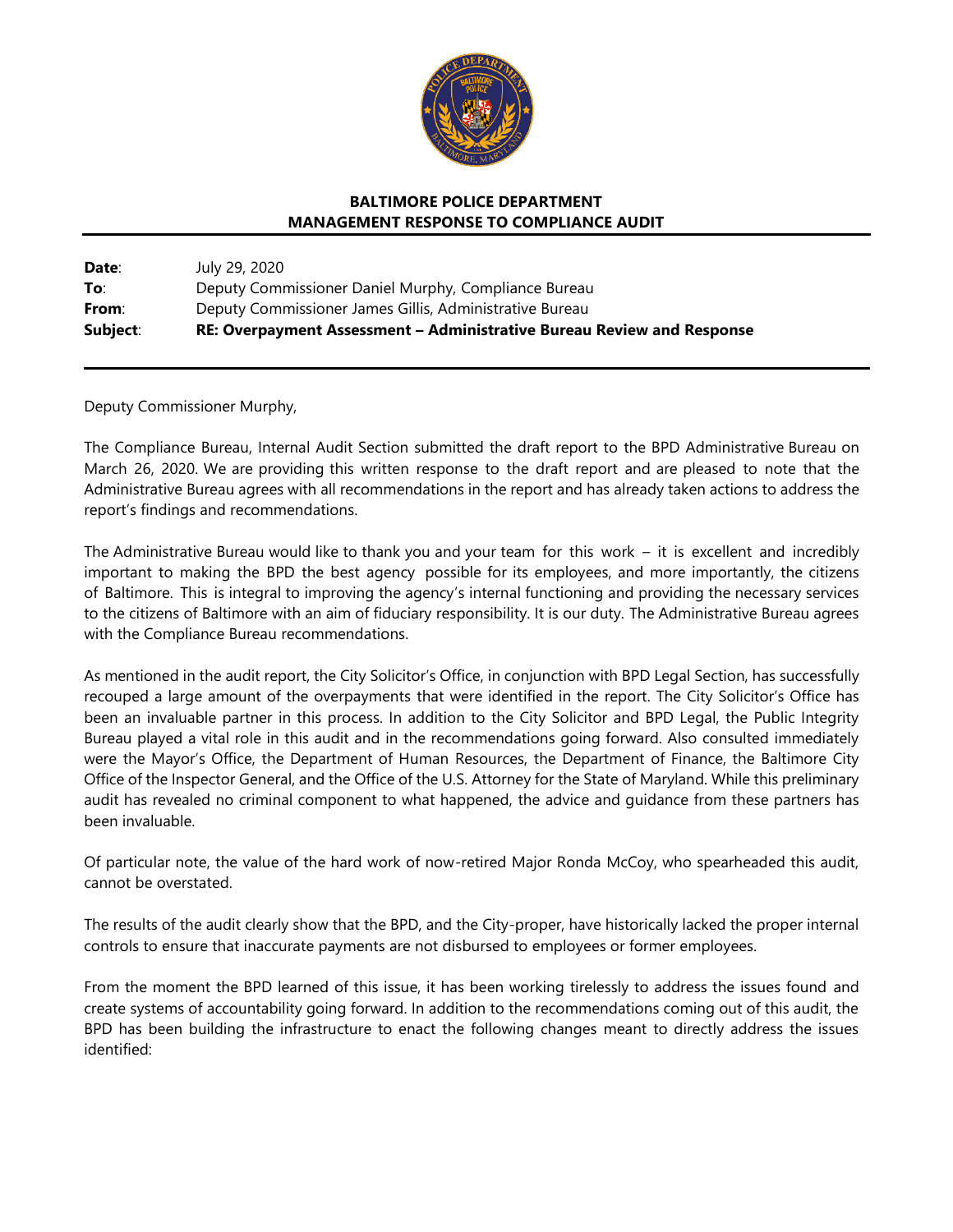**BALTIMORE POLICE DEPARTMENT**
**MANAGEMENT RESPONSE TO COMPLIANCE AUDIT**

| | |
|---|---|
| **Date**: | July 29, 2020 |
| **To**: | Deputy Commissioner Daniel Murphy, Compliance Bureau |
| **From**: | Deputy Commissioner James Gillis, Administrative Bureau |
| **Subject**: | **RE: Overpayment Assessment – Administrative Bureau Review and Response** |

Deputy Commissioner Murphy,

The Compliance Bureau, Internal Audit Section submitted the draft report to the BPD Administrative Bureau on March 26, 2020. We are providing this written response to the draft report and are pleased to note that the Administrative Bureau agrees with all recommendations in the report and has already taken actions to address the report's findings and recommendations.

The Administrative Bureau would like to thank you and your team for this work – it is excellent and incredibly important to making the BPD the best agency possible for its employees, and more importantly, the citizens of Baltimore. This is integral to improving the agency's internal functioning and providing the necessary services to the citizens of Baltimore with an aim of fiduciary responsibility. It is our duty. The Administrative Bureau agrees with the Compliance Bureau recommendations.

As mentioned in the audit report, the City Solicitor's Office, in conjunction with BPD Legal Section, has successfully recouped a large amount of the overpayments that were identified in the report. The City Solicitor's Office has been an invaluable partner in this process. In addition to the City Solicitor and BPD Legal, the Public Integrity Bureau played a vital role in this audit and in the recommendations going forward. Also consulted immediately were the Mayor's Office, the Department of Human Resources, the Department of Finance, the Baltimore City Office of the Inspector General, and the Office of the U.S. Attorney for the State of Maryland. While this preliminary audit has revealed no criminal component to what happened, the advice and guidance from these partners has been invaluable.

Of particular note, the value of the hard work of now-retired Major Ronda McCoy, who spearheaded this audit, cannot be overstated.

The results of the audit clearly show that the BPD, and the City-proper, have historically lacked the proper internal controls to ensure that inaccurate payments are not disbursed to employees or former employees.

From the moment the BPD learned of this issue, it has been working tirelessly to address the issues found and create systems of accountability going forward. In addition to the recommendations coming out of this audit, the BPD has been building the infrastructure to enact the following changes meant to directly address the issues identified: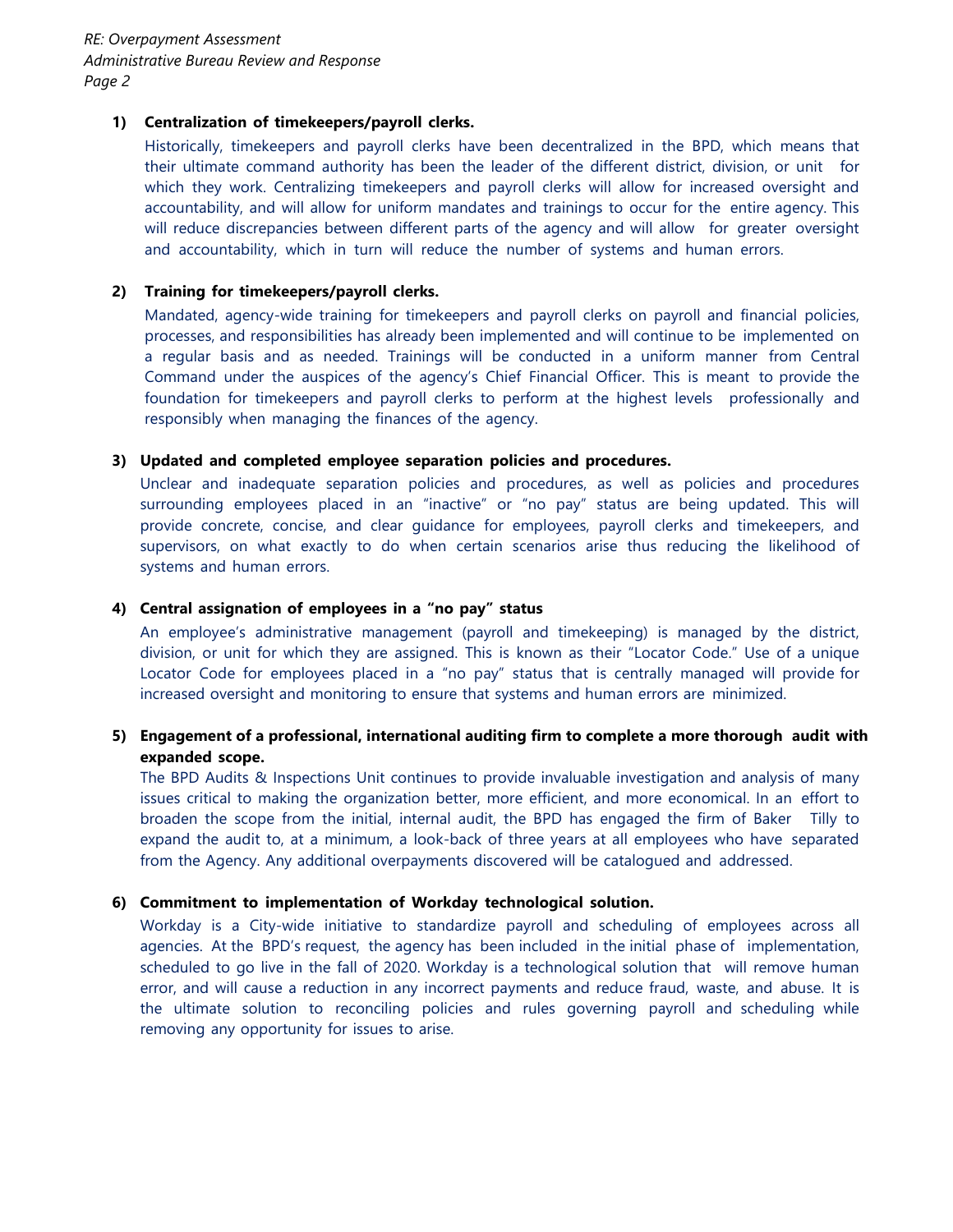**1) Centralization of timekeepers/payroll clerks.**

Historically, timekeepers and payroll clerks have been decentralized in the BPD, which means that their ultimate command authority has been the leader of the different district, division, or unit for which they work. Centralizing timekeepers and payroll clerks will allow for increased oversight and accountability, and will allow for uniform mandates and trainings to occur for the entire agency. This will reduce discrepancies between different parts of the agency and will allow for greater oversight and accountability, which in turn will reduce the number of systems and human errors.

**2) Training for timekeepers/payroll clerks.**

Mandated, agency-wide training for timekeepers and payroll clerks on payroll and financial policies, processes, and responsibilities has already been implemented and will continue to be implemented on a regular basis and as needed. Trainings will be conducted in a uniform manner from Central Command under the auspices of the agency's Chief Financial Officer. This is meant to provide the foundation for timekeepers and payroll clerks to perform at the highest levels professionally and responsibly when managing the finances of the agency.

**3) Updated and completed employee separation policies and procedures.**

Unclear and inadequate separation policies and procedures, as well as policies and procedures surrounding employees placed in an "inactive" or "no pay" status are being updated. This will provide concrete, concise, and clear guidance for employees, payroll clerks and timekeepers, and supervisors, on what exactly to do when certain scenarios arise thus reducing the likelihood of systems and human errors.

**4) Central assignation of employees in a "no pay" status**

An employee's administrative management (payroll and timekeeping) is managed by the district, division, or unit for which they are assigned. This is known as their "Locator Code." Use of a unique Locator Code for employees placed in a "no pay" status that is centrally managed will provide for increased oversight and monitoring to ensure that systems and human errors are minimized.

**5) Engagement of a professional, international auditing firm to complete a more thorough audit with expanded scope.**

The BPD Audits & Inspections Unit continues to provide invaluable investigation and analysis of many issues critical to making the organization better, more efficient, and more economical. In an effort to broaden the scope from the initial, internal audit, the BPD has engaged the firm of Baker Tilly to expand the audit to, at a minimum, a look-back of three years at all employees who have separated from the Agency. Any additional overpayments discovered will be catalogued and addressed.

**6) Commitment to implementation of Workday technological solution.**

Workday is a City-wide initiative to standardize payroll and scheduling of employees across all agencies. At the BPD's request, the agency has been included in the initial phase of implementation, scheduled to go live in the fall of 2020. Workday is a technological solution that will remove human error, and will cause a reduction in any incorrect payments and reduce fraud, waste, and abuse. It is the ultimate solution to reconciling policies and rules governing payroll and scheduling while removing any opportunity for issues to arise.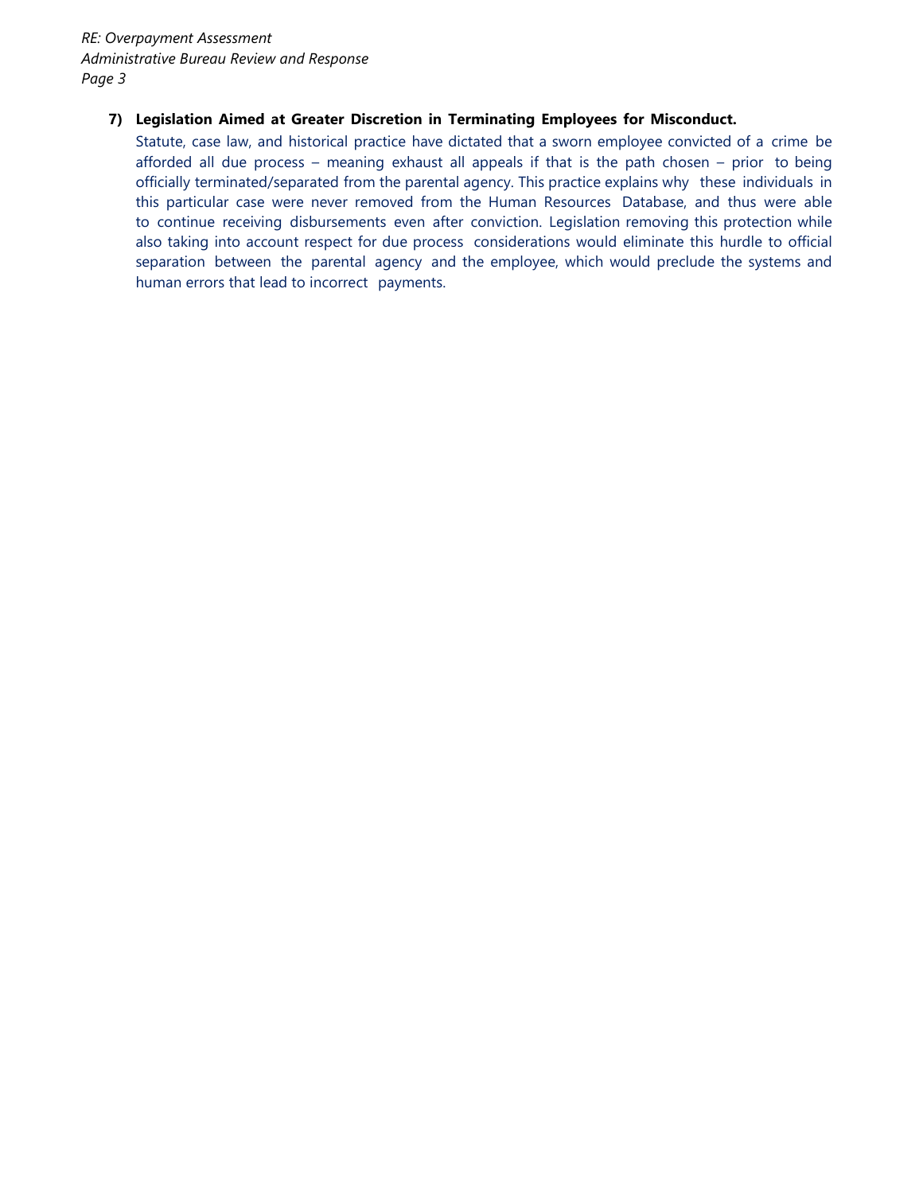**7) Legislation Aimed at Greater Discretion in Terminating Employees for Misconduct.**

Statute, case law, and historical practice have dictated that a sworn employee convicted of a crime be afforded all due process – meaning exhaust all appeals if that is the path chosen – prior to being officially terminated/separated from the parental agency. This practice explains why these individuals in this particular case were never removed from the Human Resources Database, and thus were able to continue receiving disbursements even after conviction. Legislation removing this protection while also taking into account respect for due process considerations would eliminate this hurdle to official separation between the parental agency and the employee, which would preclude the systems and human errors that lead to incorrect payments.